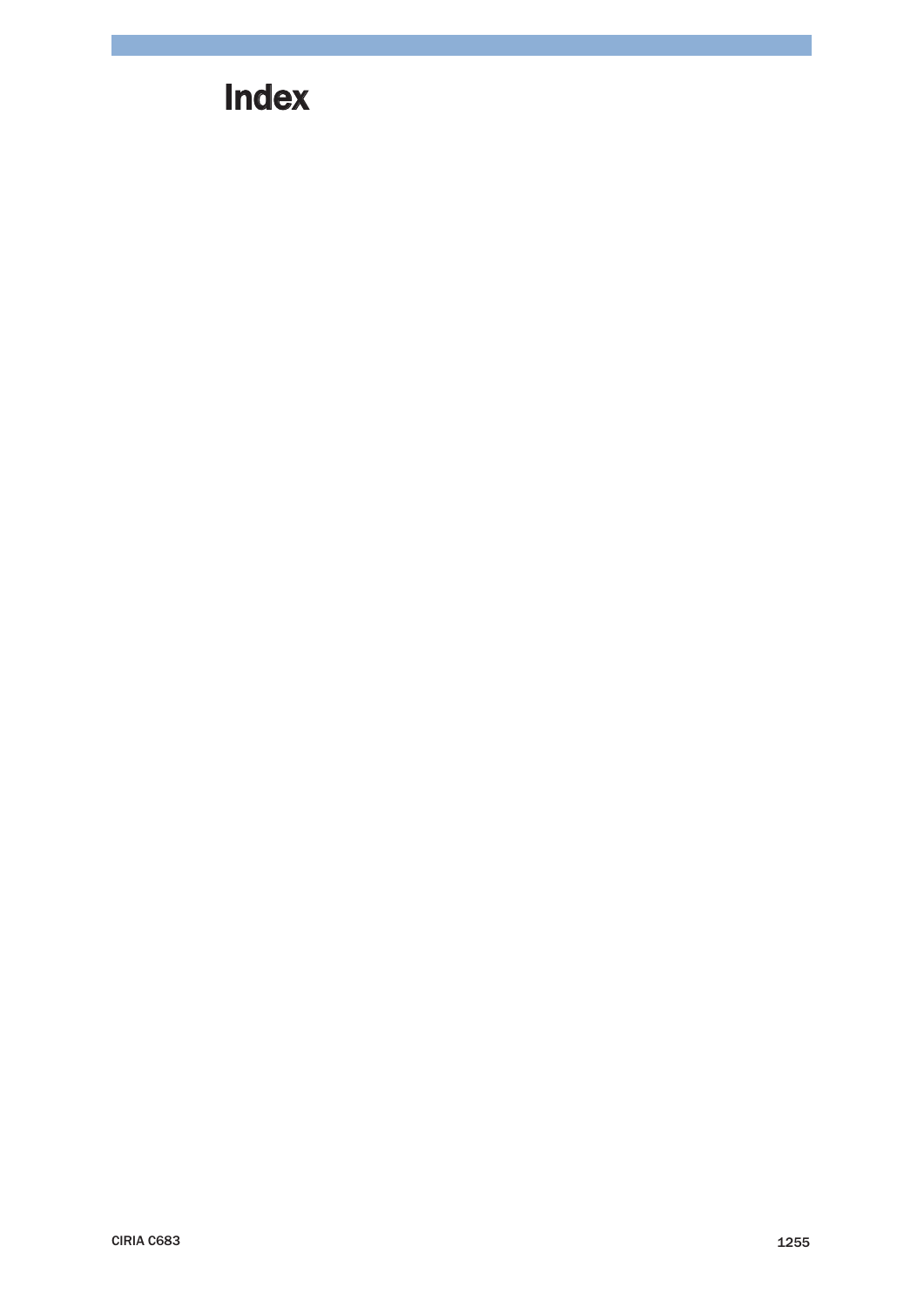# Index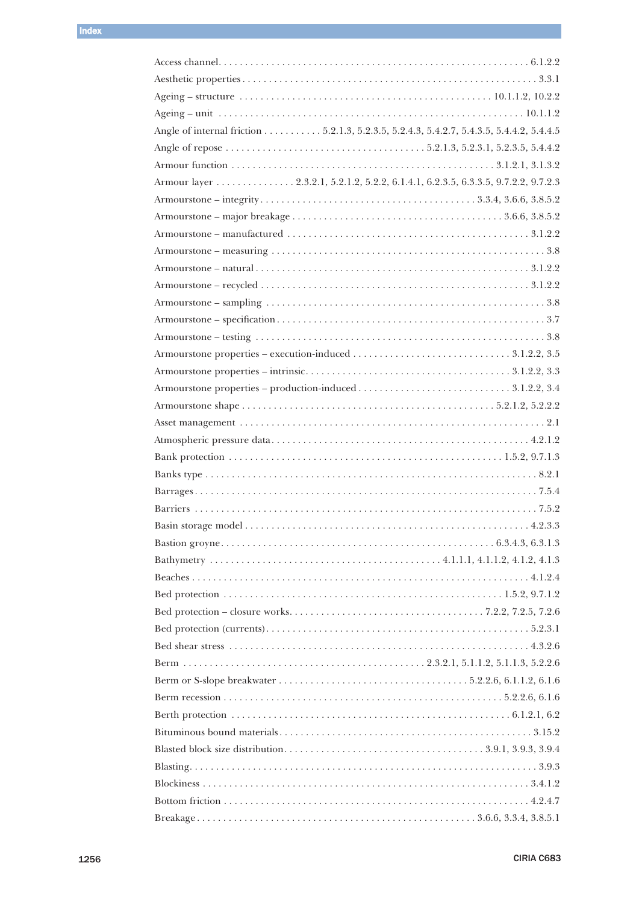Access channel . . . . . . . . . . . . . . . . . . . . . . . . . . . . . . . . . . . . . . . . . . . . . . . . . . . . . . . . . 6.1.2.2

Aesthetic properties . . . . . . . . . . . . . . . . . . . . . . . . . . . . . . . . . . . . . . . . . . . . . . . . . . . . . . . 3.3.1

Ageing – structure . . . . . . . . . . . . . . . . . . . . . . . . . . . . . . . . . . . . . . . . . . . . . . 10.1.1.2, 10.2.2

Ageing – unit . . . . . . . . . . . . . . . . . . . . . . . . . . . . . . . . . . . . . . . . . . . . . . . . . . . . . . . 10.1.1.2

Angle of internal friction . . . . . . . . . . . 5.2.1.3, 5.2.3.5, 5.2.4.3, 5.4.2.7, 5.4.3.5, 5.4.4.2, 5.4.4.5

Angle of repose . . . . . . . . . . . . . . . . . . . . . . . . . . . . . . . . . . . . 5.2.1.3, 5.2.3.1, 5.2.3.5, 5.4.4.2

Armour function . . . . . . . . . . . . . . . . . . . . . . . . . . . . . . . . . . . . . . . . . . . . . . . . 3.1.2.1, 3.1.3.2

Armour layer . . . . . . . . . . . . . . . 2.3.2.1, 5.2.1.2, 5.2.2, 6.1.4.1, 6.2.3.5, 6.3.3.5, 9.7.2.2, 9.7.2.3

Armourstone – integrity . . . . . . . . . . . . . . . . . . . . . . . . . . . . . . . . . . . . . . . 3.3.4, 3.6.6, 3.8.5.2

Armourstone – major breakage . . . . . . . . . . . . . . . . . . . . . . . . . . . . . . . . . . . . . . 3.6.6, 3.8.5.2

Armourstone – manufactured . . . . . . . . . . . . . . . . . . . . . . . . . . . . . . . . . . . . . . . . . . . . 3.1.2.2

Armourstone – measuring . . . . . . . . . . . . . . . . . . . . . . . . . . . . . . . . . . . . . . . . . . . . . . . . . . . 3.8

Armourstone – natural . . . . . . . . . . . . . . . . . . . . . . . . . . . . . . . . . . . . . . . . . . . . . . . . . . 3.1.2.2

Armourstone – recycled . . . . . . . . . . . . . . . . . . . . . . . . . . . . . . . . . . . . . . . . . . . . . . . . . 3.1.2.2

Armourstone – sampling . . . . . . . . . . . . . . . . . . . . . . . . . . . . . . . . . . . . . . . . . . . . . . . . . . . 3.8

Armourstone – specification . . . . . . . . . . . . . . . . . . . . . . . . . . . . . . . . . . . . . . . . . . . . . . . . . 3.7

Armourstone – testing . . . . . . . . . . . . . . . . . . . . . . . . . . . . . . . . . . . . . . . . . . . . . . . . . . . . . 3.8

Armourstone properties – execution-induced . . . . . . . . . . . . . . . . . . . . . . . . . . . . . 3.1.2.2, 3.5

Armourstone properties – intrinsic. . . . . . . . . . . . . . . . . . . . . . . . . . . . . . . . . . . . . . 3.1.2.2, 3.3

Armourstone properties – production-induced . . . . . . . . . . . . . . . . . . . . . . . . . . . . 3.1.2.2, 3.4

Armourstone shape . . . . . . . . . . . . . . . . . . . . . . . . . . . . . . . . . . . . . . . . . . . . . . . 5.2.1.2, 5.2.2.2

Asset management . . . . . . . . . . . . . . . . . . . . . . . . . . . . . . . . . . . . . . . . . . . . . . . . . . . . . . . 2.1

Atmospheric pressure data. . . . . . . . . . . . . . . . . . . . . . . . . . . . . . . . . . . . . . . . . . . . . . . . 4.2.1.2

Bank protection . . . . . . . . . . . . . . . . . . . . . . . . . . . . . . . . . . . . . . . . . . . . . . . . . . . 1.5.2, 9.7.1.3

Banks type . . . . . . . . . . . . . . . . . . . . . . . . . . . . . . . . . . . . . . . . . . . . . . . . . . . . . . . . . . . . . 8.2.1

Barrages. . . . . . . . . . . . . . . . . . . . . . . . . . . . . . . . . . . . . . . . . . . . . . . . . . . . . . . . . . . . . . . . 7.5.4

Barriers . . . . . . . . . . . . . . . . . . . . . . . . . . . . . . . . . . . . . . . . . . . . . . . . . . . . . . . . . . . . . . . . 7.5.2

Basin storage model . . . . . . . . . . . . . . . . . . . . . . . . . . . . . . . . . . . . . . . . . . . . . . . . . . . . . 4.2.3.3

Bastion groyne. . . . . . . . . . . . . . . . . . . . . . . . . . . . . . . . . . . . . . . . . . . . . . . . . . . . 6.3.4.3, 6.3.1.3

Bathymetry . . . . . . . . . . . . . . . . . . . . . . . . . . . . . . . . . . . . . . . . . . . 4.1.1.1, 4.1.1.2, 4.1.2, 4.1.3

Beaches . . . . . . . . . . . . . . . . . . . . . . . . . . . . . . . . . . . . . . . . . . . . . . . . . . . . . . . . . . . . . . . 4.1.2.4

Bed protection . . . . . . . . . . . . . . . . . . . . . . . . . . . . . . . . . . . . . . . . . . . . . . . . . . . 1.5.2, 9.7.1.2

Bed protection – closure works. . . . . . . . . . . . . . . . . . . . . . . . . . . . . . . . . . . . . 7.2.2, 7.2.5, 7.2.6

Bed protection (currents). . . . . . . . . . . . . . . . . . . . . . . . . . . . . . . . . . . . . . . . . . . . . . . . . . 5.2.3.1

Bed shear stress . . . . . . . . . . . . . . . . . . . . . . . . . . . . . . . . . . . . . . . . . . . . . . . . . . . . . . . . 4.3.2.6

Berm . . . . . . . . . . . . . . . . . . . . . . . . . . . . . . . . . . . . . . . . . . . . 2.3.2.1, 5.1.1.2, 5.1.1.3, 5.2.2.6

Berm or S-slope breakwater . . . . . . . . . . . . . . . . . . . . . . . . . . . . . . . . . . . 5.2.2.6, 6.1.1.2, 6.1.6

Berm recession . . . . . . . . . . . . . . . . . . . . . . . . . . . . . . . . . . . . . . . . . . . . . . . . . . . . 5.2.2.6, 6.1.6

Berth protection . . . . . . . . . . . . . . . . . . . . . . . . . . . . . . . . . . . . . . . . . . . . . . . . . . . 6.1.2.1, 6.2

Bituminous bound materials. . . . . . . . . . . . . . . . . . . . . . . . . . . . . . . . . . . . . . . . . . . . . . . . 3.15.2

Blasted block size distribution. . . . . . . . . . . . . . . . . . . . . . . . . . . . . . . . . . . . . . 3.9.1, 3.9.3, 3.9.4

Blasting. . . . . . . . . . . . . . . . . . . . . . . . . . . . . . . . . . . . . . . . . . . . . . . . . . . . . . . . . . . . . . . . . 3.9.3

Blockiness . . . . . . . . . . . . . . . . . . . . . . . . . . . . . . . . . . . . . . . . . . . . . . . . . . . . . . . . . . . . . 3.4.1.2

Bottom friction . . . . . . . . . . . . . . . . . . . . . . . . . . . . . . . . . . . . . . . . . . . . . . . . . . . . . . . . . 4.2.4.7

Breakage . . . . . . . . . . . . . . . . . . . . . . . . . . . . . . . . . . . . . . . . . . . . . . . . . . . 3.6.6, 3.3.4, 3.8.5.1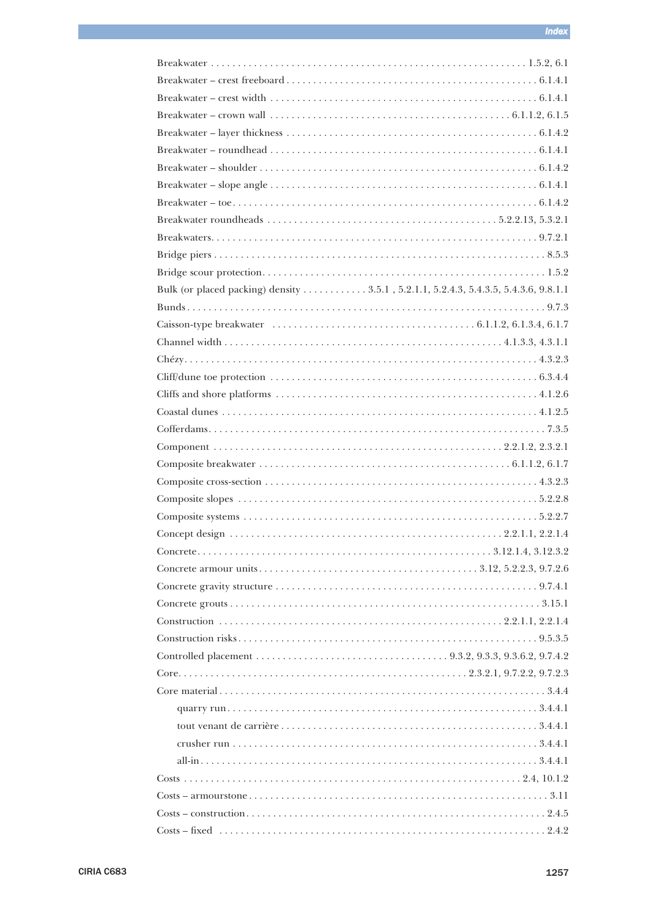Breakwater . . . . . . . . . . . . . . . . . . . . . . . . . . . . . . . . . . . . . . . . . . . . . . . . . . . . . . . . . 1.5.2, 6.1

Breakwater – crest freeboard . . . . . . . . . . . . . . . . . . . . . . . . . . . . . . . . . . . . . . . . . . . . . . 6.1.4.1

Breakwater – crest width . . . . . . . . . . . . . . . . . . . . . . . . . . . . . . . . . . . . . . . . . . . . . . . . . 6.1.4.1

Breakwater – crown wall . . . . . . . . . . . . . . . . . . . . . . . . . . . . . . . . . . . . . . . . . . . 6.1.1.2, 6.1.5

Breakwater – layer thickness . . . . . . . . . . . . . . . . . . . . . . . . . . . . . . . . . . . . . . . . . . . . . . 6.1.4.2

Breakwater – roundhead . . . . . . . . . . . . . . . . . . . . . . . . . . . . . . . . . . . . . . . . . . . . . . . . . 6.1.4.1

Breakwater – shoulder . . . . . . . . . . . . . . . . . . . . . . . . . . . . . . . . . . . . . . . . . . . . . . . . . . . 6.1.4.2

Breakwater – slope angle . . . . . . . . . . . . . . . . . . . . . . . . . . . . . . . . . . . . . . . . . . . . . . . . . 6.1.4.1

Breakwater – toe . . . . . . . . . . . . . . . . . . . . . . . . . . . . . . . . . . . . . . . . . . . . . . . . . . . . . . . 6.1.4.2

Breakwater roundheads . . . . . . . . . . . . . . . . . . . . . . . . . . . . . . . . . . . . . . . . . 5.2.2.13, 5.3.2.1

Breakwaters . . . . . . . . . . . . . . . . . . . . . . . . . . . . . . . . . . . . . . . . . . . . . . . . . . . . . . . . . . . 9.7.2.1

Bridge piers . . . . . . . . . . . . . . . . . . . . . . . . . . . . . . . . . . . . . . . . . . . . . . . . . . . . . . . . . . . . 8.5.3

Bridge scour protection . . . . . . . . . . . . . . . . . . . . . . . . . . . . . . . . . . . . . . . . . . . . . . . . . . . . 1.5.2

Bulk (or placed packing) density . . . . . . . . . . . . 3.5.1 , 5.2.1.1, 5.2.4.3, 5.4.3.5, 5.4.3.6, 9.8.1.1

Bunds . . . . . . . . . . . . . . . . . . . . . . . . . . . . . . . . . . . . . . . . . . . . . . . . . . . . . . . . . . . . . . . . . 9.7.3

Caisson-type breakwater . . . . . . . . . . . . . . . . . . . . . . . . . . . . . . . . . . . . . 6.1.1.2, 6.1.3.4, 6.1.7

Channel width . . . . . . . . . . . . . . . . . . . . . . . . . . . . . . . . . . . . . . . . . . . . . . . . . . . 4.1.3.3, 4.3.1.1

Chézy . . . . . . . . . . . . . . . . . . . . . . . . . . . . . . . . . . . . . . . . . . . . . . . . . . . . . . . . . . . . . . . . 4.3.2.3

Cliff/dune toe protection . . . . . . . . . . . . . . . . . . . . . . . . . . . . . . . . . . . . . . . . . . . . . . . . . . 6.3.4.4

Cliffs and shore platforms . . . . . . . . . . . . . . . . . . . . . . . . . . . . . . . . . . . . . . . . . . . . . . . . . 4.1.2.6

Coastal dunes . . . . . . . . . . . . . . . . . . . . . . . . . . . . . . . . . . . . . . . . . . . . . . . . . . . . . . . . . . 4.1.2.5

Cofferdams . . . . . . . . . . . . . . . . . . . . . . . . . . . . . . . . . . . . . . . . . . . . . . . . . . . . . . . . . . . . . 7.3.5

Component . . . . . . . . . . . . . . . . . . . . . . . . . . . . . . . . . . . . . . . . . . . . . . . . . . . . . 2.2.1.2, 2.3.2.1

Composite breakwater . . . . . . . . . . . . . . . . . . . . . . . . . . . . . . . . . . . . . . . . . . . . . . . 6.1.1.2, 6.1.7

Composite cross-section . . . . . . . . . . . . . . . . . . . . . . . . . . . . . . . . . . . . . . . . . . . . . . . . . . 4.3.2.3

Composite slopes . . . . . . . . . . . . . . . . . . . . . . . . . . . . . . . . . . . . . . . . . . . . . . . . . . . . . . . . 5.2.2.8

Composite systems . . . . . . . . . . . . . . . . . . . . . . . . . . . . . . . . . . . . . . . . . . . . . . . . . . . . . . . 5.2.2.7

Concept design . . . . . . . . . . . . . . . . . . . . . . . . . . . . . . . . . . . . . . . . . . . . . . . . . . 2.2.1.1, 2.2.1.4

Concrete . . . . . . . . . . . . . . . . . . . . . . . . . . . . . . . . . . . . . . . . . . . . . . . . . . . . . . 3.12.1.4, 3.12.3.2

Concrete armour units . . . . . . . . . . . . . . . . . . . . . . . . . . . . . . . . . . . . . . . 3.12, 5.2.2.3, 9.7.2.6

Concrete gravity structure . . . . . . . . . . . . . . . . . . . . . . . . . . . . . . . . . . . . . . . . . . . . . . . . . 9.7.4.1

Concrete grouts . . . . . . . . . . . . . . . . . . . . . . . . . . . . . . . . . . . . . . . . . . . . . . . . . . . . . . . . . . 3.15.1

Construction . . . . . . . . . . . . . . . . . . . . . . . . . . . . . . . . . . . . . . . . . . . . . . . . . . . 2.2.1.1, 2.2.1.4

Construction risks . . . . . . . . . . . . . . . . . . . . . . . . . . . . . . . . . . . . . . . . . . . . . . . . . . . . . . . . 9.5.3.5

Controlled placement . . . . . . . . . . . . . . . . . . . . . . . . . . . . . . . . . . 9.3.2, 9.3.3, 9.3.6.2, 9.7.4.2

Core . . . . . . . . . . . . . . . . . . . . . . . . . . . . . . . . . . . . . . . . . . . . . . . . . . . . 2.3.2.1, 9.7.2.2, 9.7.2.3

Core material . . . . . . . . . . . . . . . . . . . . . . . . . . . . . . . . . . . . . . . . . . . . . . . . . . . . . . . . . . . . . 3.4.4

- quarry run . . . . . . . . . . . . . . . . . . . . . . . . . . . . . . . . . . . . . . . . . . . . . . . . . . . . . . . . . . 3.4.4.1
- tout venant de carrière . . . . . . . . . . . . . . . . . . . . . . . . . . . . . . . . . . . . . . . . . . . . . . . . 3.4.4.1
- crusher run . . . . . . . . . . . . . . . . . . . . . . . . . . . . . . . . . . . . . . . . . . . . . . . . . . . . . . . . . 3.4.4.1
- all-in . . . . . . . . . . . . . . . . . . . . . . . . . . . . . . . . . . . . . . . . . . . . . . . . . . . . . . . . . . . . . . . 3.4.4.1

Costs . . . . . . . . . . . . . . . . . . . . . . . . . . . . . . . . . . . . . . . . . . . . . . . . . . . . . . . . . . . . . 2.4, 10.1.2

Costs – armourstone . . . . . . . . . . . . . . . . . . . . . . . . . . . . . . . . . . . . . . . . . . . . . . . . . . . . . . . 3.11

Costs – construction . . . . . . . . . . . . . . . . . . . . . . . . . . . . . . . . . . . . . . . . . . . . . . . . . . . . . . . 2.4.5

Costs – fixed . . . . . . . . . . . . . . . . . . . . . . . . . . . . . . . . . . . . . . . . . . . . . . . . . . . . . . . . . . . . 2.4.2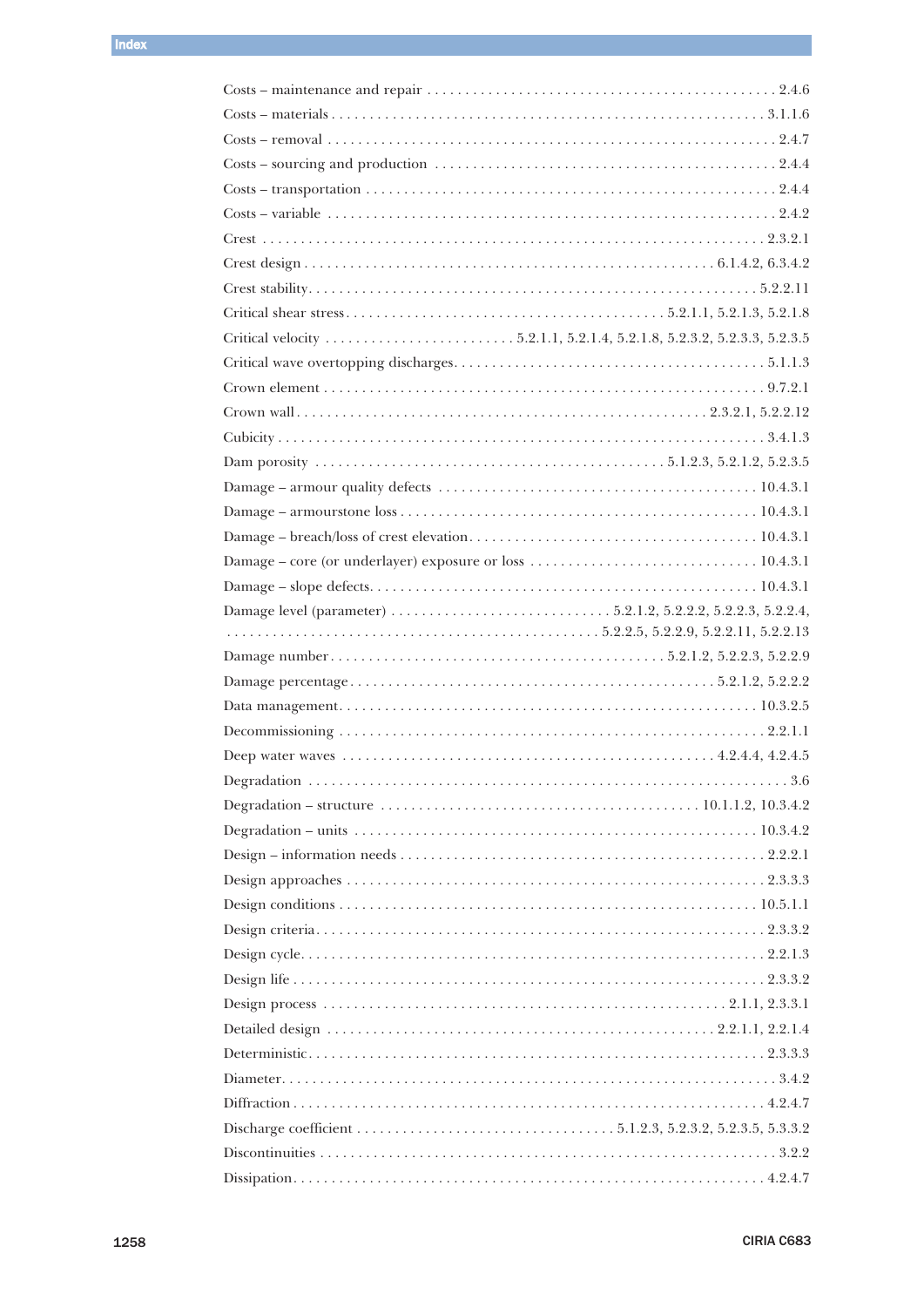Costs – maintenance and repair . . . . . . . . . . . . . . . . . . . . . . . . . . . . . . . . . . . . . . . . . . . . . 2.4.6

Costs – materials . . . . . . . . . . . . . . . . . . . . . . . . . . . . . . . . . . . . . . . . . . . . . . . . . . . . . . . . 3.1.1.6

Costs – removal . . . . . . . . . . . . . . . . . . . . . . . . . . . . . . . . . . . . . . . . . . . . . . . . . . . . . . . . 2.4.7

Costs – sourcing and production . . . . . . . . . . . . . . . . . . . . . . . . . . . . . . . . . . . . . . . . . . . . 2.4.4

Costs – transportation . . . . . . . . . . . . . . . . . . . . . . . . . . . . . . . . . . . . . . . . . . . . . . . . . . . 2.4.4

Costs – variable . . . . . . . . . . . . . . . . . . . . . . . . . . . . . . . . . . . . . . . . . . . . . . . . . . . . . . . . 2.4.2

Crest . . . . . . . . . . . . . . . . . . . . . . . . . . . . . . . . . . . . . . . . . . . . . . . . . . . . . . . . . . . . . . . 2.3.2.1

Crest design . . . . . . . . . . . . . . . . . . . . . . . . . . . . . . . . . . . . . . . . . . . . . . . . . . . 6.1.4.2, 6.3.4.2

Crest stability. . . . . . . . . . . . . . . . . . . . . . . . . . . . . . . . . . . . . . . . . . . . . . . . . . . . . . . . 5.2.2.11

Critical shear stress . . . . . . . . . . . . . . . . . . . . . . . . . . . . . . . . . . . . . . . . 5.2.1.1, 5.2.1.3, 5.2.1.8

Critical velocity . . . . . . . . . . . . . . . . . . . . . . . . . 5.2.1.1, 5.2.1.4, 5.2.1.8, 5.2.3.2, 5.2.3.3, 5.2.3.5

Critical wave overtopping discharges. . . . . . . . . . . . . . . . . . . . . . . . . . . . . . . . . . . . . . . . 5.1.1.3

Crown element . . . . . . . . . . . . . . . . . . . . . . . . . . . . . . . . . . . . . . . . . . . . . . . . . . . . . . . . 9.7.2.1

Crown wall . . . . . . . . . . . . . . . . . . . . . . . . . . . . . . . . . . . . . . . . . . . . . . . . . . . . . 2.3.2.1, 5.2.2.12

Cubicity . . . . . . . . . . . . . . . . . . . . . . . . . . . . . . . . . . . . . . . . . . . . . . . . . . . . . . . . . . . . . 3.4.1.3

Dam porosity . . . . . . . . . . . . . . . . . . . . . . . . . . . . . . . . . . . . . . . . . . 5.1.2.3, 5.2.1.2, 5.2.3.5

Damage – armour quality defects . . . . . . . . . . . . . . . . . . . . . . . . . . . . . . . . . . . . . . . . . 10.4.3.1

Damage – armourstone loss . . . . . . . . . . . . . . . . . . . . . . . . . . . . . . . . . . . . . . . . . . . . . . 10.4.3.1

Damage – breach/loss of crest elevation. . . . . . . . . . . . . . . . . . . . . . . . . . . . . . . . . . . . . 10.4.3.1

Damage – core (or underlayer) exposure or loss . . . . . . . . . . . . . . . . . . . . . . . . . . . . . . 10.4.3.1

Damage – slope defects. . . . . . . . . . . . . . . . . . . . . . . . . . . . . . . . . . . . . . . . . . . . . . . . . . 10.4.3.1

Damage level (parameter) . . . . . . . . . . . . . . . . . . . . . . . . . . . . . 5.2.1.2, 5.2.2.2, 5.2.2.3, 5.2.2.4, . . . . . . . . . . . . . . . . . . . . . . . . . . . . . . . . . . . . . . . . . . . . . . . 5.2.2.5, 5.2.2.9, 5.2.2.11, 5.2.2.13

Damage number. . . . . . . . . . . . . . . . . . . . . . . . . . . . . . . . . . . . . . . . . . . 5.2.1.2, 5.2.2.3, 5.2.2.9

Damage percentage . . . . . . . . . . . . . . . . . . . . . . . . . . . . . . . . . . . . . . . . . . . . . . . . 5.2.1.2, 5.2.2.2

Data management. . . . . . . . . . . . . . . . . . . . . . . . . . . . . . . . . . . . . . . . . . . . . . . . . . . . . . 10.3.2.5

Decommissioning . . . . . . . . . . . . . . . . . . . . . . . . . . . . . . . . . . . . . . . . . . . . . . . . . . . . . . 2.2.1.1

Deep water waves . . . . . . . . . . . . . . . . . . . . . . . . . . . . . . . . . . . . . . . . . . . . . . . . . . 4.2.4.4, 4.2.4.5

Degradation . . . . . . . . . . . . . . . . . . . . . . . . . . . . . . . . . . . . . . . . . . . . . . . . . . . . . . . . . . . . . 3.6

Degradation – structure . . . . . . . . . . . . . . . . . . . . . . . . . . . . . . . . . . . . . . . . . . . 10.1.1.2, 10.3.4.2

Degradation – units . . . . . . . . . . . . . . . . . . . . . . . . . . . . . . . . . . . . . . . . . . . . . . . . . . . . . 10.3.4.2

Design – information needs . . . . . . . . . . . . . . . . . . . . . . . . . . . . . . . . . . . . . . . . . . . . . . . 2.2.2.1

Design approaches . . . . . . . . . . . . . . . . . . . . . . . . . . . . . . . . . . . . . . . . . . . . . . . . . . . . . 2.3.3.3

Design conditions . . . . . . . . . . . . . . . . . . . . . . . . . . . . . . . . . . . . . . . . . . . . . . . . . . . . . 10.5.1.1

Design criteria. . . . . . . . . . . . . . . . . . . . . . . . . . . . . . . . . . . . . . . . . . . . . . . . . . . . . . . . . 2.3.3.2

Design cycle. . . . . . . . . . . . . . . . . . . . . . . . . . . . . . . . . . . . . . . . . . . . . . . . . . . . . . . . . . . 2.2.1.3

Design life . . . . . . . . . . . . . . . . . . . . . . . . . . . . . . . . . . . . . . . . . . . . . . . . . . . . . . . . . . . . 2.3.3.2

Design process . . . . . . . . . . . . . . . . . . . . . . . . . . . . . . . . . . . . . . . . . . . . . . . . . . . . 2.1.1, 2.3.3.1

Detailed design . . . . . . . . . . . . . . . . . . . . . . . . . . . . . . . . . . . . . . . . . . . . . . . . . . . 2.2.1.1, 2.2.1.4

Deterministic. . . . . . . . . . . . . . . . . . . . . . . . . . . . . . . . . . . . . . . . . . . . . . . . . . . . . . . . . . 2.3.3.3

Diameter. . . . . . . . . . . . . . . . . . . . . . . . . . . . . . . . . . . . . . . . . . . . . . . . . . . . . . . . . . . . . . . 3.4.2

Diffraction . . . . . . . . . . . . . . . . . . . . . . . . . . . . . . . . . . . . . . . . . . . . . . . . . . . . . . . . . . . . 4.2.4.7

Discharge coefficient . . . . . . . . . . . . . . . . . . . . . . . . . . . . . . . . . 5.1.2.3, 5.2.3.2, 5.2.3.5, 5.3.3.2

Discontinuities . . . . . . . . . . . . . . . . . . . . . . . . . . . . . . . . . . . . . . . . . . . . . . . . . . . . . . . . . . 3.2.2

Dissipation. . . . . . . . . . . . . . . . . . . . . . . . . . . . . . . . . . . . . . . . . . . . . . . . . . . . . . . . . . . . 4.2.4.7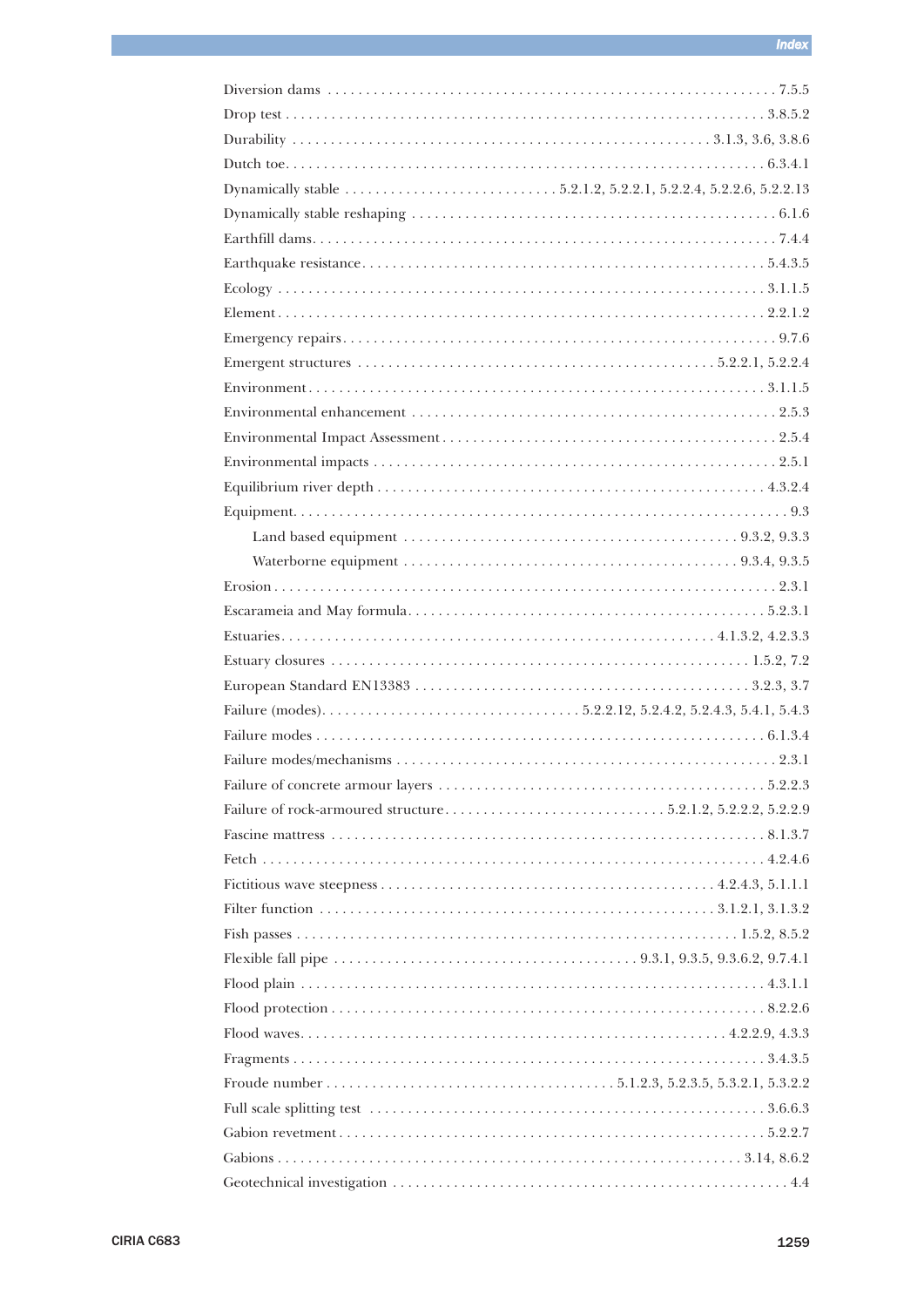Diversion dams . . . . . . . . . . . . . . . . . . . . . . . . . . . . . . . . . . . . . . . . . . . . . . . . . . . . . . . . . 7.5.5

Drop test . . . . . . . . . . . . . . . . . . . . . . . . . . . . . . . . . . . . . . . . . . . . . . . . . . . . . . . . . . . . . 3.8.5.2

Durability . . . . . . . . . . . . . . . . . . . . . . . . . . . . . . . . . . . . . . . . . . . . . . . . . . . . 3.1.3, 3.6, 3.8.6

Dutch toe. . . . . . . . . . . . . . . . . . . . . . . . . . . . . . . . . . . . . . . . . . . . . . . . . . . . . . . . . . . . . 6.3.4.1

Dynamically stable . . . . . . . . . . . . . . . . . . . . . . . . . . . 5.2.1.2, 5.2.2.1, 5.2.2.4, 5.2.2.6, 5.2.2.13

Dynamically stable reshaping . . . . . . . . . . . . . . . . . . . . . . . . . . . . . . . . . . . . . . . . . . . . . . . 6.1.6

Earthfill dams. . . . . . . . . . . . . . . . . . . . . . . . . . . . . . . . . . . . . . . . . . . . . . . . . . . . . . . . . . . 7.4.4

Earthquake resistance. . . . . . . . . . . . . . . . . . . . . . . . . . . . . . . . . . . . . . . . . . . . . . . . . . . 5.4.3.5

Ecology . . . . . . . . . . . . . . . . . . . . . . . . . . . . . . . . . . . . . . . . . . . . . . . . . . . . . . . . . . . . . 3.1.1.5

Element. . . . . . . . . . . . . . . . . . . . . . . . . . . . . . . . . . . . . . . . . . . . . . . . . . . . . . . . . . . . . . 2.2.1.2

Emergency repairs. . . . . . . . . . . . . . . . . . . . . . . . . . . . . . . . . . . . . . . . . . . . . . . . . . . . . . . 9.7.6

Emergent structures . . . . . . . . . . . . . . . . . . . . . . . . . . . . . . . . . . . . . . . . . . . . . . 5.2.2.1, 5.2.2.4

Environment. . . . . . . . . . . . . . . . . . . . . . . . . . . . . . . . . . . . . . . . . . . . . . . . . . . . . . . . . . . 3.1.1.5

Environmental enhancement . . . . . . . . . . . . . . . . . . . . . . . . . . . . . . . . . . . . . . . . . . . . . . . . 2.5.3

Environmental Impact Assessment. . . . . . . . . . . . . . . . . . . . . . . . . . . . . . . . . . . . . . . . . . . . 2.5.4

Environmental impacts . . . . . . . . . . . . . . . . . . . . . . . . . . . . . . . . . . . . . . . . . . . . . . . . . . . . 2.5.1

Equilibrium river depth . . . . . . . . . . . . . . . . . . . . . . . . . . . . . . . . . . . . . . . . . . . . . . . . . . 4.3.2.4

Equipment. . . . . . . . . . . . . . . . . . . . . . . . . . . . . . . . . . . . . . . . . . . . . . . . . . . . . . . . . . . . . . . . 9.3

- Land based equipment . . . . . . . . . . . . . . . . . . . . . . . . . . . . . . . . . . . . . . . . . . . 9.3.2, 9.3.3
- Waterborne equipment . . . . . . . . . . . . . . . . . . . . . . . . . . . . . . . . . . . . . . . . . . . 9.3.4, 9.3.5

Erosion . . . . . . . . . . . . . . . . . . . . . . . . . . . . . . . . . . . . . . . . . . . . . . . . . . . . . . . . . . . . . . . . 2.3.1

Escarameia and May formula. . . . . . . . . . . . . . . . . . . . . . . . . . . . . . . . . . . . . . . . . . . . . . 5.2.3.1

Estuaries. . . . . . . . . . . . . . . . . . . . . . . . . . . . . . . . . . . . . . . . . . . . . . . . . . . . . . . 4.1.3.2, 4.2.3.3

Estuary closures . . . . . . . . . . . . . . . . . . . . . . . . . . . . . . . . . . . . . . . . . . . . . . . . . . . . . 1.5.2, 7.2

European Standard EN13383 . . . . . . . . . . . . . . . . . . . . . . . . . . . . . . . . . . . . . . . . . . . . 3.2.3, 3.7

Failure (modes). . . . . . . . . . . . . . . . . . . . . . . . . . . . . . . . . 5.2.2.12, 5.2.4.2, 5.2.4.3, 5.4.1, 5.4.3

Failure modes . . . . . . . . . . . . . . . . . . . . . . . . . . . . . . . . . . . . . . . . . . . . . . . . . . . . . . . . . . 6.1.3.4

Failure modes/mechanisms . . . . . . . . . . . . . . . . . . . . . . . . . . . . . . . . . . . . . . . . . . . . . . . . . 2.3.1

Failure of concrete armour layers . . . . . . . . . . . . . . . . . . . . . . . . . . . . . . . . . . . . . . . . . . . 5.2.2.3

Failure of rock-armoured structure. . . . . . . . . . . . . . . . . . . . . . . . . . . . 5.2.1.2, 5.2.2.2, 5.2.2.9

Fascine mattress . . . . . . . . . . . . . . . . . . . . . . . . . . . . . . . . . . . . . . . . . . . . . . . . . . . . . . . 8.1.3.7

Fetch . . . . . . . . . . . . . . . . . . . . . . . . . . . . . . . . . . . . . . . . . . . . . . . . . . . . . . . . . . . . . . . . . 4.2.4.6

Fictitious wave steepness . . . . . . . . . . . . . . . . . . . . . . . . . . . . . . . . . . . . . . . . . . . . 4.2.4.3, 5.1.1.1

Filter function . . . . . . . . . . . . . . . . . . . . . . . . . . . . . . . . . . . . . . . . . . . . . . . . . . . . 3.1.2.1, 3.1.3.2

Fish passes . . . . . . . . . . . . . . . . . . . . . . . . . . . . . . . . . . . . . . . . . . . . . . . . . . . . . . . . . . . 1.5.2, 8.5.2

Flexible fall pipe . . . . . . . . . . . . . . . . . . . . . . . . . . . . . . . . . . . . . . 9.3.1, 9.3.5, 9.3.6.2, 9.7.4.1

Flood plain . . . . . . . . . . . . . . . . . . . . . . . . . . . . . . . . . . . . . . . . . . . . . . . . . . . . . . . . . . . . . . 4.3.1.1

Flood protection . . . . . . . . . . . . . . . . . . . . . . . . . . . . . . . . . . . . . . . . . . . . . . . . . . . . . . . . . 8.2.2.6

Flood waves. . . . . . . . . . . . . . . . . . . . . . . . . . . . . . . . . . . . . . . . . . . . . . . . . . . . . . . 4.2.2.9, 4.3.3

Fragments . . . . . . . . . . . . . . . . . . . . . . . . . . . . . . . . . . . . . . . . . . . . . . . . . . . . . . . . . . . . . . . 3.4.3.5

Froude number . . . . . . . . . . . . . . . . . . . . . . . . . . . . . . . . . . . . 5.1.2.3, 5.2.3.5, 5.3.2.1, 5.3.2.2

Full scale splitting test . . . . . . . . . . . . . . . . . . . . . . . . . . . . . . . . . . . . . . . . . . . . . . . . . . . . . 3.6.6.3

Gabion revetment. . . . . . . . . . . . . . . . . . . . . . . . . . . . . . . . . . . . . . . . . . . . . . . . . . . . . . . . 5.2.2.7

Gabions . . . . . . . . . . . . . . . . . . . . . . . . . . . . . . . . . . . . . . . . . . . . . . . . . . . . . . . . . . . . . 3.14, 8.6.2

Geotechnical investigation . . . . . . . . . . . . . . . . . . . . . . . . . . . . . . . . . . . . . . . . . . . . . . . . . . . . 4.4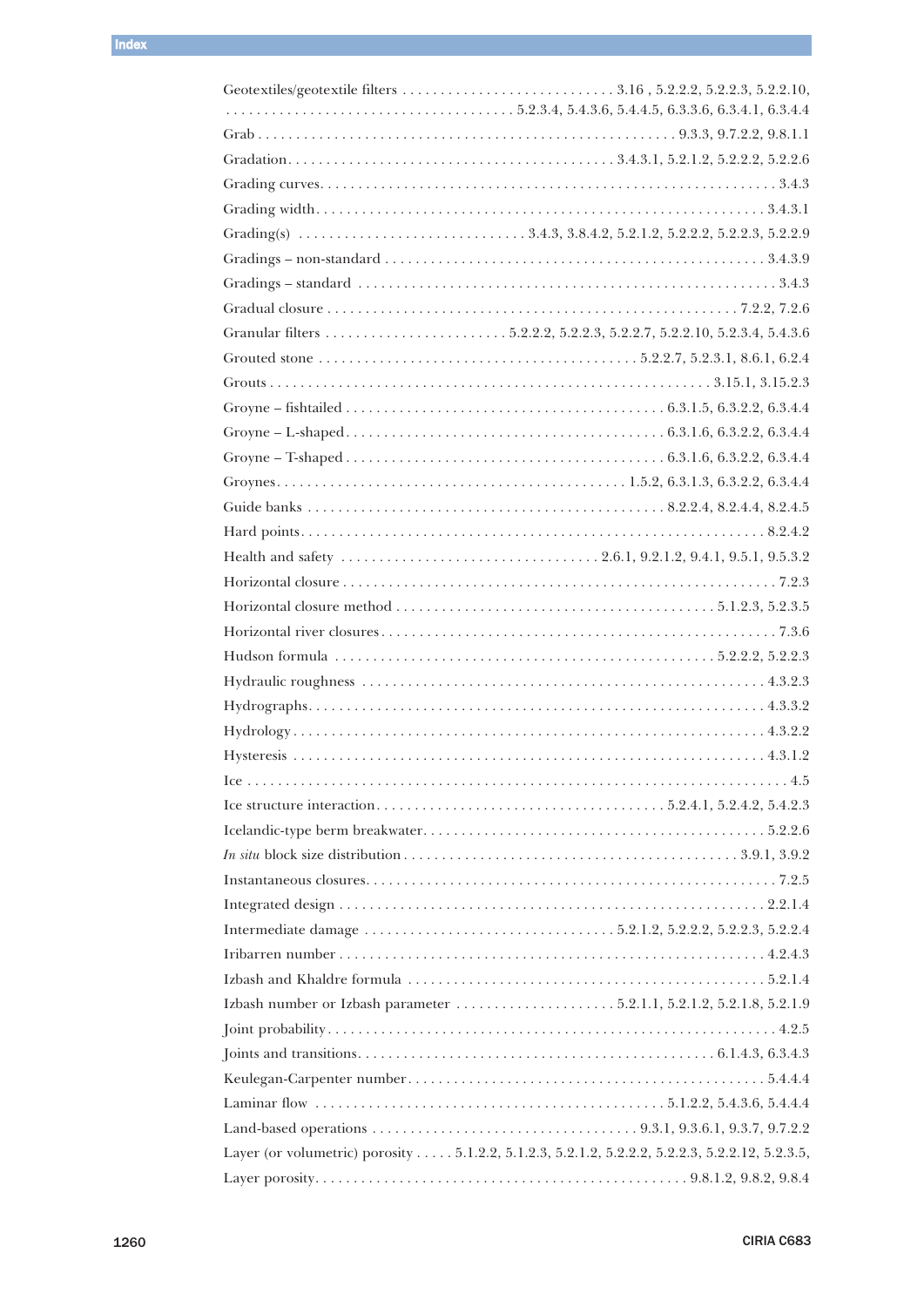Geotextiles/geotextile filters . . . . . . . . . . . . . . . . . . . . . . . . . . . . 3.16 , 5.2.2.2, 5.2.2.3, 5.2.2.10, . . . . . . . . . . . . . . . . . . . . . . . . . . . . . . . . . . . . . 5.2.3.4, 5.4.3.6, 5.4.4.5, 6.3.3.6, 6.3.4.1, 6.3.4.4

Grab . . . . . . . . . . . . . . . . . . . . . . . . . . . . . . . . . . . . . . . . . . . . . . . . . . . . . 9.3.3, 9.7.2.2, 9.8.1.1

Gradation . . . . . . . . . . . . . . . . . . . . . . . . . . . . . . . . . . . . . . . . . . 3.4.3.1, 5.2.1.2, 5.2.2.2, 5.2.2.6

Grading curves . . . . . . . . . . . . . . . . . . . . . . . . . . . . . . . . . . . . . . . . . . . . . . . . . . . . . . . . . . 3.4.3

Grading width . . . . . . . . . . . . . . . . . . . . . . . . . . . . . . . . . . . . . . . . . . . . . . . . . . . . . . . . . 3.4.3.1

Grading(s) . . . . . . . . . . . . . . . . . . . . . . . . . . . . . . 3.4.3, 3.8.4.2, 5.2.1.2, 5.2.2.2, 5.2.2.3, 5.2.2.9

Gradings – non-standard . . . . . . . . . . . . . . . . . . . . . . . . . . . . . . . . . . . . . . . . . . . . . . . . . 3.4.3.9

Gradings – standard . . . . . . . . . . . . . . . . . . . . . . . . . . . . . . . . . . . . . . . . . . . . . . . . . . . . . . 3.4.3

Gradual closure . . . . . . . . . . . . . . . . . . . . . . . . . . . . . . . . . . . . . . . . . . . . . . . . . . . . 7.2.2, 7.2.6

Granular filters . . . . . . . . . . . . . . . . . . . . . . . . 5.2.2.2, 5.2.2.3, 5.2.2.7, 5.2.2.10, 5.2.3.4, 5.4.3.6

Grouted stone . . . . . . . . . . . . . . . . . . . . . . . . . . . . . . . . . . . . . . . . 5.2.2.7, 5.2.3.1, 8.6.1, 6.2.4

Grouts . . . . . . . . . . . . . . . . . . . . . . . . . . . . . . . . . . . . . . . . . . . . . . . . . . . . . . . . . 3.15.1, 3.15.2.3

Groyne – fishtailed . . . . . . . . . . . . . . . . . . . . . . . . . . . . . . . . . . . . . . . . 6.3.1.5, 6.3.2.2, 6.3.4.4

Groyne – L-shaped . . . . . . . . . . . . . . . . . . . . . . . . . . . . . . . . . . . . . . . . 6.3.1.6, 6.3.2.2, 6.3.4.4

Groyne – T-shaped . . . . . . . . . . . . . . . . . . . . . . . . . . . . . . . . . . . . . . . . 6.3.1.6, 6.3.2.2, 6.3.4.4

Groynes . . . . . . . . . . . . . . . . . . . . . . . . . . . . . . . . . . . . . . . . . . . . . 1.5.2, 6.3.1.3, 6.3.2.2, 6.3.4.4

Guide banks . . . . . . . . . . . . . . . . . . . . . . . . . . . . . . . . . . . . . . . . . . . . . 8.2.2.4, 8.2.4.4, 8.2.4.5

Hard points . . . . . . . . . . . . . . . . . . . . . . . . . . . . . . . . . . . . . . . . . . . . . . . . . . . . . . . . . . 8.2.4.2

Health and safety . . . . . . . . . . . . . . . . . . . . . . . . . . . . . . . . . 2.6.1, 9.2.1.2, 9.4.1, 9.5.1, 9.5.3.2

Horizontal closure . . . . . . . . . . . . . . . . . . . . . . . . . . . . . . . . . . . . . . . . . . . . . . . . . . . . . . . 7.2.3

Horizontal closure method . . . . . . . . . . . . . . . . . . . . . . . . . . . . . . . . . . . . . . . . . 5.1.2.3, 5.2.3.5

Horizontal river closures . . . . . . . . . . . . . . . . . . . . . . . . . . . . . . . . . . . . . . . . . . . . . . . . . . . 7.3.6

Hudson formula . . . . . . . . . . . . . . . . . . . . . . . . . . . . . . . . . . . . . . . . . . . . . . . . . 5.2.2.2, 5.2.2.3

Hydraulic roughness . . . . . . . . . . . . . . . . . . . . . . . . . . . . . . . . . . . . . . . . . . . . . . . . . . . . 4.3.2.3

Hydrographs . . . . . . . . . . . . . . . . . . . . . . . . . . . . . . . . . . . . . . . . . . . . . . . . . . . . . . . . . . 4.3.3.2

Hydrology . . . . . . . . . . . . . . . . . . . . . . . . . . . . . . . . . . . . . . . . . . . . . . . . . . . . . . . . . . . . 4.3.2.2

Hysteresis . . . . . . . . . . . . . . . . . . . . . . . . . . . . . . . . . . . . . . . . . . . . . . . . . . . . . . . . . . . . 4.3.1.2

Ice . . . . . . . . . . . . . . . . . . . . . . . . . . . . . . . . . . . . . . . . . . . . . . . . . . . . . . . . . . . . . . . . . . . . 4.5

Ice structure interaction . . . . . . . . . . . . . . . . . . . . . . . . . . . . . . . . . . . . . 5.2.4.1, 5.2.4.2, 5.4.2.3

Icelandic-type berm breakwater . . . . . . . . . . . . . . . . . . . . . . . . . . . . . . . . . . . . . . . . . . . . . 5.2.2.6

*In situ* block size distribution . . . . . . . . . . . . . . . . . . . . . . . . . . . . . . . . . . . . . . . . . . . 3.9.1, 3.9.2

Instantaneous closures . . . . . . . . . . . . . . . . . . . . . . . . . . . . . . . . . . . . . . . . . . . . . . . . . . . . . 7.2.5

Integrated design . . . . . . . . . . . . . . . . . . . . . . . . . . . . . . . . . . . . . . . . . . . . . . . . . . . . . . . 2.2.1.4

Intermediate damage . . . . . . . . . . . . . . . . . . . . . . . . . . . . . . . . 5.2.1.2, 5.2.2.2, 5.2.2.3, 5.2.2.4

Iribarren number . . . . . . . . . . . . . . . . . . . . . . . . . . . . . . . . . . . . . . . . . . . . . . . . . . . . . . . 4.2.4.3

Izbash and Khaldre formula . . . . . . . . . . . . . . . . . . . . . . . . . . . . . . . . . . . . . . . . . . . . . . . 5.2.1.4

Izbash number or Izbash parameter . . . . . . . . . . . . . . . . . . . . . 5.2.1.1, 5.2.1.2, 5.2.1.8, 5.2.1.9

Joint probability . . . . . . . . . . . . . . . . . . . . . . . . . . . . . . . . . . . . . . . . . . . . . . . . . . . . . . . . . . 4.2.5

Joints and transitions . . . . . . . . . . . . . . . . . . . . . . . . . . . . . . . . . . . . . . . . . . . . . . . 6.1.4.3, 6.3.4.3

Keulegan-Carpenter number . . . . . . . . . . . . . . . . . . . . . . . . . . . . . . . . . . . . . . . . . . . . . . . 5.4.4.4

Laminar flow . . . . . . . . . . . . . . . . . . . . . . . . . . . . . . . . . . . . . . . . . . . . . 5.1.2.2, 5.4.3.6, 5.4.4.4

Land-based operations . . . . . . . . . . . . . . . . . . . . . . . . . . . . . . . . . . . 9.3.1, 9.3.6.1, 9.3.7, 9.7.2.2

Layer (or volumetric) porosity . . . . . 5.1.2.2, 5.1.2.3, 5.2.1.2, 5.2.2.2, 5.2.2.3, 5.2.2.12, 5.2.3.5,

Layer porosity . . . . . . . . . . . . . . . . . . . . . . . . . . . . . . . . . . . . . . . . . . . . . . . . 9.8.1.2, 9.8.2, 9.8.4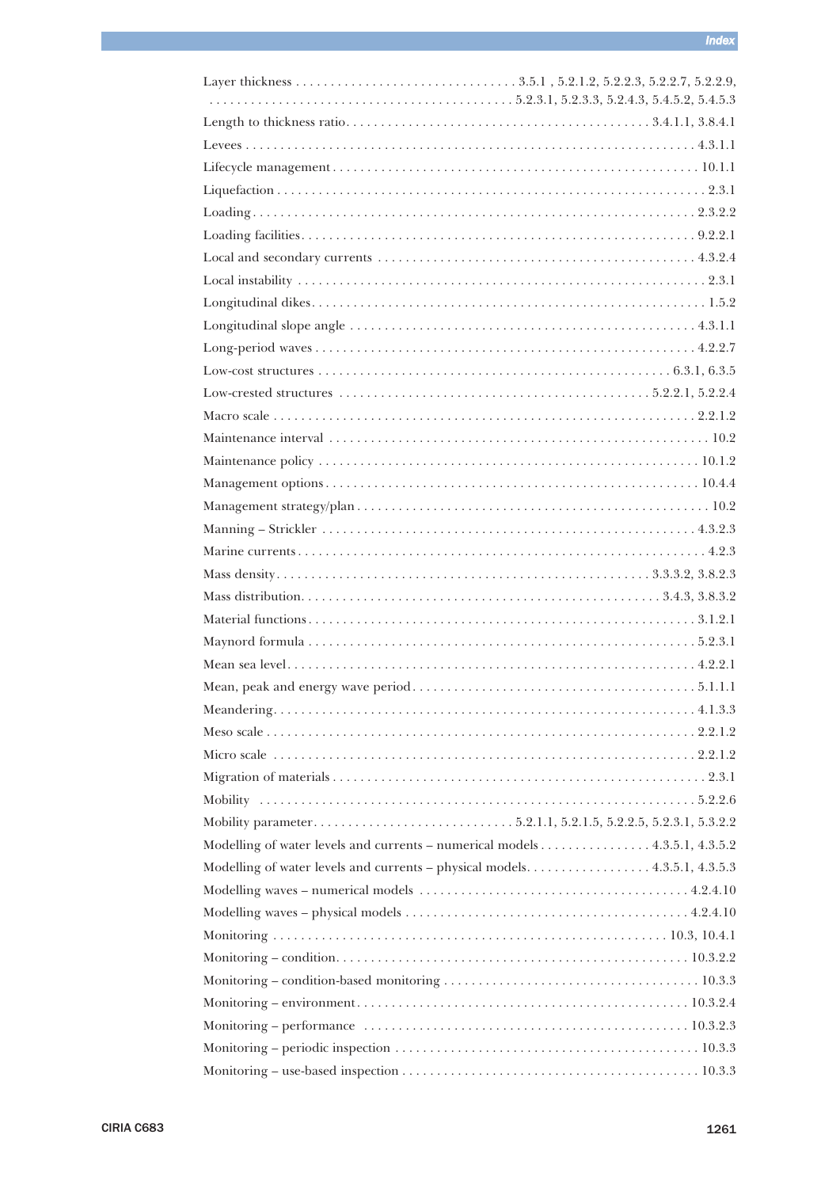Layer thickness . . . . . . . . . . . . . . . . . . . . . . . . . . . . . . . 3.5.1 , 5.2.1.2, 5.2.2.3, 5.2.2.7, 5.2.2.9, . . . . . . . . . . . . . . . . . . . . . . . . . . . . . . . . . . . . . . . . . . 5.2.3.1, 5.2.3.3, 5.2.4.3, 5.4.5.2, 5.4.5.3

Length to thickness ratio. . . . . . . . . . . . . . . . . . . . . . . . . . . . . . . . . . . . . . . . . . . 3.4.1.1, 3.8.4.1

Levees . . . . . . . . . . . . . . . . . . . . . . . . . . . . . . . . . . . . . . . . . . . . . . . . . . . . . . . . . . . . . . . . 4.3.1.1

Lifecycle management . . . . . . . . . . . . . . . . . . . . . . . . . . . . . . . . . . . . . . . . . . . . . . . . . . . . 10.1.1

Liquefaction . . . . . . . . . . . . . . . . . . . . . . . . . . . . . . . . . . . . . . . . . . . . . . . . . . . . . . . . . . . . . 2.3.1

Loading . . . . . . . . . . . . . . . . . . . . . . . . . . . . . . . . . . . . . . . . . . . . . . . . . . . . . . . . . . . . . . . 2.3.2.2

Loading facilities. . . . . . . . . . . . . . . . . . . . . . . . . . . . . . . . . . . . . . . . . . . . . . . . . . . . . . . . 9.2.2.1

Local and secondary currents . . . . . . . . . . . . . . . . . . . . . . . . . . . . . . . . . . . . . . . . . . . . . 4.3.2.4

Local instability . . . . . . . . . . . . . . . . . . . . . . . . . . . . . . . . . . . . . . . . . . . . . . . . . . . . . . . . . 2.3.1

Longitudinal dikes. . . . . . . . . . . . . . . . . . . . . . . . . . . . . . . . . . . . . . . . . . . . . . . . . . . . . . . . 1.5.2

Longitudinal slope angle . . . . . . . . . . . . . . . . . . . . . . . . . . . . . . . . . . . . . . . . . . . . . . . . . 4.3.1.1

Long-period waves . . . . . . . . . . . . . . . . . . . . . . . . . . . . . . . . . . . . . . . . . . . . . . . . . . . . . . 4.2.2.7

Low-cost structures . . . . . . . . . . . . . . . . . . . . . . . . . . . . . . . . . . . . . . . . . . . . . . . . . . 6.3.1, 6.3.5

Low-crested structures . . . . . . . . . . . . . . . . . . . . . . . . . . . . . . . . . . . . . . . . . . . . 5.2.2.1, 5.2.2.4

Macro scale . . . . . . . . . . . . . . . . . . . . . . . . . . . . . . . . . . . . . . . . . . . . . . . . . . . . . . . . . . . . 2.2.1.2

Maintenance interval . . . . . . . . . . . . . . . . . . . . . . . . . . . . . . . . . . . . . . . . . . . . . . . . . . . . . . 10.2

Maintenance policy . . . . . . . . . . . . . . . . . . . . . . . . . . . . . . . . . . . . . . . . . . . . . . . . . . . . . . 10.1.2

Management options . . . . . . . . . . . . . . . . . . . . . . . . . . . . . . . . . . . . . . . . . . . . . . . . . . . . . 10.4.4

Management strategy/plan . . . . . . . . . . . . . . . . . . . . . . . . . . . . . . . . . . . . . . . . . . . . . . . . . . 10.2

Manning – Strickler . . . . . . . . . . . . . . . . . . . . . . . . . . . . . . . . . . . . . . . . . . . . . . . . . . . . . 4.3.2.3

Marine currents . . . . . . . . . . . . . . . . . . . . . . . . . . . . . . . . . . . . . . . . . . . . . . . . . . . . . . . . . . 4.2.3

Mass density. . . . . . . . . . . . . . . . . . . . . . . . . . . . . . . . . . . . . . . . . . . . . . . . . . . . . . 3.3.3.2, 3.8.2.3

Mass distribution. . . . . . . . . . . . . . . . . . . . . . . . . . . . . . . . . . . . . . . . . . . . . . . . . . . . 3.4.3, 3.8.3.2

Material functions . . . . . . . . . . . . . . . . . . . . . . . . . . . . . . . . . . . . . . . . . . . . . . . . . . . . . . . 3.1.2.1

Maynord formula . . . . . . . . . . . . . . . . . . . . . . . . . . . . . . . . . . . . . . . . . . . . . . . . . . . . . . . 5.2.3.1

Mean sea level. . . . . . . . . . . . . . . . . . . . . . . . . . . . . . . . . . . . . . . . . . . . . . . . . . . . . . . . . . 4.2.2.1

Mean, peak and energy wave period. . . . . . . . . . . . . . . . . . . . . . . . . . . . . . . . . . . . . . . . . 5.1.1.1

Meandering. . . . . . . . . . . . . . . . . . . . . . . . . . . . . . . . . . . . . . . . . . . . . . . . . . . . . . . . . . . . 4.1.3.3

Meso scale . . . . . . . . . . . . . . . . . . . . . . . . . . . . . . . . . . . . . . . . . . . . . . . . . . . . . . . . . . . . . 2.2.1.2

Micro scale . . . . . . . . . . . . . . . . . . . . . . . . . . . . . . . . . . . . . . . . . . . . . . . . . . . . . . . . . . . . . 2.2.1.2

Migration of materials . . . . . . . . . . . . . . . . . . . . . . . . . . . . . . . . . . . . . . . . . . . . . . . . . . . . . 2.3.1

Mobility . . . . . . . . . . . . . . . . . . . . . . . . . . . . . . . . . . . . . . . . . . . . . . . . . . . . . . . . . . . . . . 5.2.2.6

Mobility parameter. . . . . . . . . . . . . . . . . . . . . . . . . . . . . 5.2.1.1, 5.2.1.5, 5.2.2.5, 5.2.3.1, 5.3.2.2

Modelling of water levels and currents – numerical models . . . . . . . . . . . . . . . . 4.3.5.1, 4.3.5.2

Modelling of water levels and currents – physical models. . . . . . . . . . . . . . . . . . 4.3.5.1, 4.3.5.3

Modelling waves – numerical models . . . . . . . . . . . . . . . . . . . . . . . . . . . . . . . . . . . . . . 4.2.4.10

Modelling waves – physical models . . . . . . . . . . . . . . . . . . . . . . . . . . . . . . . . . . . . . . . . 4.2.4.10

Monitoring . . . . . . . . . . . . . . . . . . . . . . . . . . . . . . . . . . . . . . . . . . . . . . . . . . . . . . . . 10.3, 10.4.1

Monitoring – condition. . . . . . . . . . . . . . . . . . . . . . . . . . . . . . . . . . . . . . . . . . . . . . . . . . . 10.3.2.2

Monitoring – condition-based monitoring . . . . . . . . . . . . . . . . . . . . . . . . . . . . . . . . . . . . . 10.3.3

Monitoring – environment. . . . . . . . . . . . . . . . . . . . . . . . . . . . . . . . . . . . . . . . . . . . . . . . 10.3.2.4

Monitoring – performance . . . . . . . . . . . . . . . . . . . . . . . . . . . . . . . . . . . . . . . . . . . . . . 10.3.2.3

Monitoring – periodic inspection . . . . . . . . . . . . . . . . . . . . . . . . . . . . . . . . . . . . . . . . . . . 10.3.3

Monitoring – use-based inspection . . . . . . . . . . . . . . . . . . . . . . . . . . . . . . . . . . . . . . . . . . 10.3.3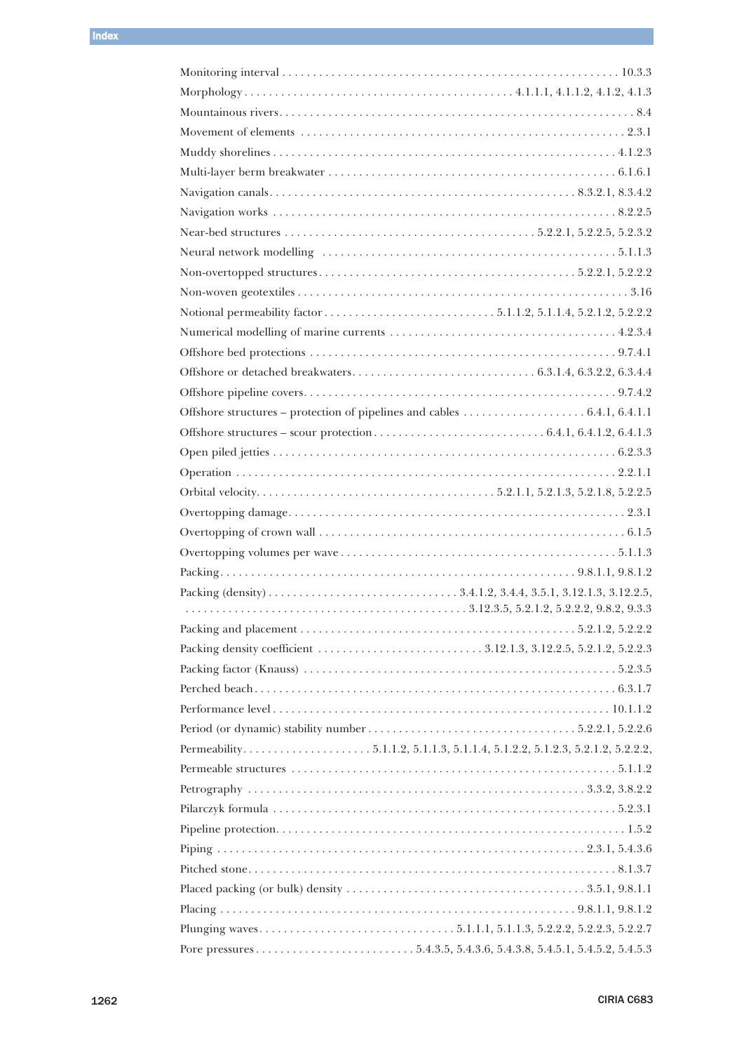Monitoring interval . . . . . . . . . . . . . . . . . . . . . . . . . . . . . . . . . . . . . . . . . . . . . . . . . . . . . 10.3.3

Morphology . . . . . . . . . . . . . . . . . . . . . . . . . . . . . . . . . . . . . . . . . . . . 4.1.1.1, 4.1.1.2, 4.1.2, 4.1.3

Mountainous rivers. . . . . . . . . . . . . . . . . . . . . . . . . . . . . . . . . . . . . . . . . . . . . . . . . . . . . . . . . . 8.4

Movement of elements . . . . . . . . . . . . . . . . . . . . . . . . . . . . . . . . . . . . . . . . . . . . . . . . . . . . 2.3.1

Muddy shorelines . . . . . . . . . . . . . . . . . . . . . . . . . . . . . . . . . . . . . . . . . . . . . . . . . . . . . . 4.1.2.3

Multi-layer berm breakwater . . . . . . . . . . . . . . . . . . . . . . . . . . . . . . . . . . . . . . . . . . . . . . 6.1.6.1

Navigation canals. . . . . . . . . . . . . . . . . . . . . . . . . . . . . . . . . . . . . . . . . . . . . . . . . 8.3.2.1, 8.3.4.2

Navigation works . . . . . . . . . . . . . . . . . . . . . . . . . . . . . . . . . . . . . . . . . . . . . . . . . . . . . . 8.2.2.5

Near-bed structures . . . . . . . . . . . . . . . . . . . . . . . . . . . . . . . . . . . . . . . 5.2.2.1, 5.2.2.5, 5.2.3.2

Neural network modelling . . . . . . . . . . . . . . . . . . . . . . . . . . . . . . . . . . . . . . . . . . . . . . . 5.1.1.3

Non-overtopped structures . . . . . . . . . . . . . . . . . . . . . . . . . . . . . . . . . . . . . . . . . 5.2.2.1, 5.2.2.2

Non-woven geotextiles . . . . . . . . . . . . . . . . . . . . . . . . . . . . . . . . . . . . . . . . . . . . . . . . . . . . . 3.16

Notional permeability factor . . . . . . . . . . . . . . . . . . . . . . . . . . . 5.1.1.2, 5.1.1.4, 5.2.1.2, 5.2.2.2

Numerical modelling of marine currents . . . . . . . . . . . . . . . . . . . . . . . . . . . . . . . . . . . . 4.2.3.4

Offshore bed protections . . . . . . . . . . . . . . . . . . . . . . . . . . . . . . . . . . . . . . . . . . . . . . . . . 9.7.4.1

Offshore or detached breakwaters. . . . . . . . . . . . . . . . . . . . . . . . . . . . . . 6.3.1.4, 6.3.2.2, 6.3.4.4

Offshore pipeline covers. . . . . . . . . . . . . . . . . . . . . . . . . . . . . . . . . . . . . . . . . . . . . . . . . . 9.7.4.2

Offshore structures – protection of pipelines and cables . . . . . . . . . . . . . . . . . . . . 6.4.1, 6.4.1.1

Offshore structures – scour protection . . . . . . . . . . . . . . . . . . . . . . . . . . . . 6.4.1, 6.4.1.2, 6.4.1.3

Open piled jetties . . . . . . . . . . . . . . . . . . . . . . . . . . . . . . . . . . . . . . . . . . . . . . . . . . . . . . 6.2.3.3

Operation . . . . . . . . . . . . . . . . . . . . . . . . . . . . . . . . . . . . . . . . . . . . . . . . . . . . . . . . . . . 2.2.1.1

Orbital velocity. . . . . . . . . . . . . . . . . . . . . . . . . . . . . . . . . . . . . . 5.2.1.1, 5.2.1.3, 5.2.1.8, 5.2.2.5

Overtopping damage. . . . . . . . . . . . . . . . . . . . . . . . . . . . . . . . . . . . . . . . . . . . . . . . . . . . . . 2.3.1

Overtopping of crown wall . . . . . . . . . . . . . . . . . . . . . . . . . . . . . . . . . . . . . . . . . . . . . . . . . 6.1.5

Overtopping volumes per wave . . . . . . . . . . . . . . . . . . . . . . . . . . . . . . . . . . . . . . . . . . . . 5.1.1.3

Packing. . . . . . . . . . . . . . . . . . . . . . . . . . . . . . . . . . . . . . . . . . . . . . . . . . . . . . . . . 9.8.1.1, 9.8.1.2

Packing (density) . . . . . . . . . . . . . . . . . . . . . . . . . . . . . . 3.4.1.2, 3.4.4, 3.5.1, 3.12.1.3, 3.12.2.5, . . . . . . . . . . . . . . . . . . . . . . . . . . . . . . . . . . . . . . . . . . . . . 3.12.3.5, 5.2.1.2, 5.2.2.2, 9.8.2, 9.3.3

Packing and placement . . . . . . . . . . . . . . . . . . . . . . . . . . . . . . . . . . . . . . . . . . . . . 5.2.1.2, 5.2.2.2

Packing density coefficient . . . . . . . . . . . . . . . . . . . . . . . . . . . 3.12.1.3, 3.12.2.5, 5.2.1.2, 5.2.2.3

Packing factor (Knauss) . . . . . . . . . . . . . . . . . . . . . . . . . . . . . . . . . . . . . . . . . . . . . . . . . . 5.2.3.5

Perched beach . . . . . . . . . . . . . . . . . . . . . . . . . . . . . . . . . . . . . . . . . . . . . . . . . . . . . . . . . 6.3.1.7

Performance level . . . . . . . . . . . . . . . . . . . . . . . . . . . . . . . . . . . . . . . . . . . . . . . . . . . . . 10.1.1.2

Period (or dynamic) stability number . . . . . . . . . . . . . . . . . . . . . . . . . . . . . . . . . . 5.2.2.1, 5.2.2.6

Permeability. . . . . . . . . . . . . . . . . . . . . 5.1.1.2, 5.1.1.3, 5.1.1.4, 5.1.2.2, 5.1.2.3, 5.2.1.2, 5.2.2.2,

Permeable structures . . . . . . . . . . . . . . . . . . . . . . . . . . . . . . . . . . . . . . . . . . . . . . . . . . . . 5.1.1.2

Petrography . . . . . . . . . . . . . . . . . . . . . . . . . . . . . . . . . . . . . . . . . . . . . . . . . . . . . 3.3.2, 3.8.2.2

Pilarczyk formula . . . . . . . . . . . . . . . . . . . . . . . . . . . . . . . . . . . . . . . . . . . . . . . . . . . . . . 5.2.3.1

Pipeline protection. . . . . . . . . . . . . . . . . . . . . . . . . . . . . . . . . . . . . . . . . . . . . . . . . . . . . . . . 1.5.2

Piping . . . . . . . . . . . . . . . . . . . . . . . . . . . . . . . . . . . . . . . . . . . . . . . . . . . . . . . . . . 2.3.1, 5.4.3.6

Pitched stone. . . . . . . . . . . . . . . . . . . . . . . . . . . . . . . . . . . . . . . . . . . . . . . . . . . . . . . . . . 8.1.3.7

Placed packing (or bulk) density . . . . . . . . . . . . . . . . . . . . . . . . . . . . . . . . . . . . . . 3.5.1, 9.8.1.1

Placing . . . . . . . . . . . . . . . . . . . . . . . . . . . . . . . . . . . . . . . . . . . . . . . . . . . . . . . . . 9.8.1.1, 9.8.1.2

Plunging waves. . . . . . . . . . . . . . . . . . . . . . . . . . . . . . . . 5.1.1.1, 5.1.1.3, 5.2.2.2, 5.2.2.3, 5.2.2.7

Pore pressures . . . . . . . . . . . . . . . . . . . . . . . . . 5.4.3.5, 5.4.3.6, 5.4.3.8, 5.4.5.1, 5.4.5.2, 5.4.5.3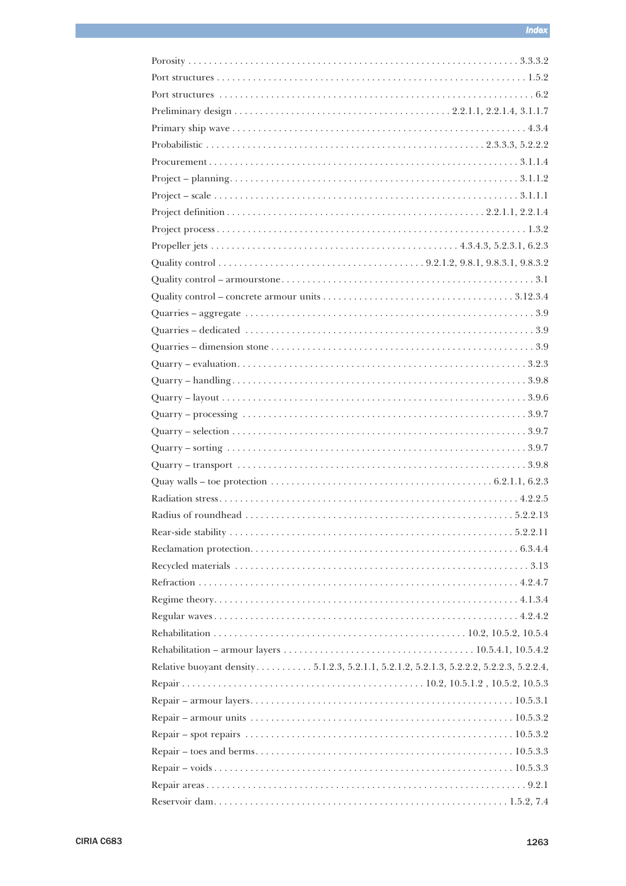Porosity . . . . . . . . . . 3.3.3.2
Port structures . . . . . . . . . . 1.5.2
Port structures . . . . . . . . . . 6.2
Preliminary design . . . . . . . . . . 2.2.1.1, 2.2.1.4, 3.1.1.7
Primary ship wave . . . . . . . . . . 4.3.4
Probabilistic . . . . . . . . . . 2.3.3.3, 5.2.2.2
Procurement . . . . . . . . . . 3.1.1.4
Project – planning. . . . . . . . . . 3.1.1.2
Project – scale . . . . . . . . . . 3.1.1.1
Project definition . . . . . . . . . . 2.2.1.1, 2.2.1.4
Project process . . . . . . . . . . 1.3.2
Propeller jets . . . . . . . . . . 4.3.4.3, 5.2.3.1, 6.2.3
Quality control . . . . . . . . . . 9.2.1.2, 9.8.1, 9.8.3.1, 9.8.3.2
Quality control – armourstone. . . . . . . . . . 3.1
Quality control – concrete armour units . . . . . . . . . . 3.12.3.4
Quarries – aggregate . . . . . . . . . . 3.9
Quarries – dedicated . . . . . . . . . . 3.9
Quarries – dimension stone . . . . . . . . . . 3.9
Quarry – evaluation. . . . . . . . . . 3.2.3
Quarry – handling. . . . . . . . . . 3.9.8
Quarry – layout . . . . . . . . . . 3.9.6
Quarry – processing . . . . . . . . . . 3.9.7
Quarry – selection . . . . . . . . . . 3.9.7
Quarry – sorting . . . . . . . . . . 3.9.7
Quarry – transport . . . . . . . . . . 3.9.8
Quay walls – toe protection . . . . . . . . . . 6.2.1.1, 6.2.3
Radiation stress. . . . . . . . . . 4.2.2.5
Radius of roundhead . . . . . . . . . . 5.2.2.13
Rear-side stability . . . . . . . . . . 5.2.2.11
Reclamation protection. . . . . . . . . . 6.3.4.4
Recycled materials . . . . . . . . . . 3.13
Refraction . . . . . . . . . . 4.2.4.7
Regime theory. . . . . . . . . . 4.1.3.4
Regular waves . . . . . . . . . . 4.2.4.2
Rehabilitation . . . . . . . . . . 10.2, 10.5.2, 10.5.4
Rehabilitation – armour layers . . . . . . . . . . 10.5.4.1, 10.5.4.2
Relative buoyant density. . . . . . . . . . 5.1.2.3, 5.2.1.1, 5.2.1.2, 5.2.1.3, 5.2.2.2, 5.2.2.3, 5.2.2.4,
Repair . . . . . . . . . . 10.2, 10.5.1.2 , 10.5.2, 10.5.3
Repair – armour layers. . . . . . . . . . 10.5.3.1
Repair – armour units . . . . . . . . . . 10.5.3.2
Repair – spot repairs . . . . . . . . . . 10.5.3.2
Repair – toes and berms. . . . . . . . . . 10.5.3.3
Repair – voids . . . . . . . . . . 10.5.3.3
Repair areas . . . . . . . . . . 9.2.1
Reservoir dam. . . . . . . . . . 1.5.2, 7.4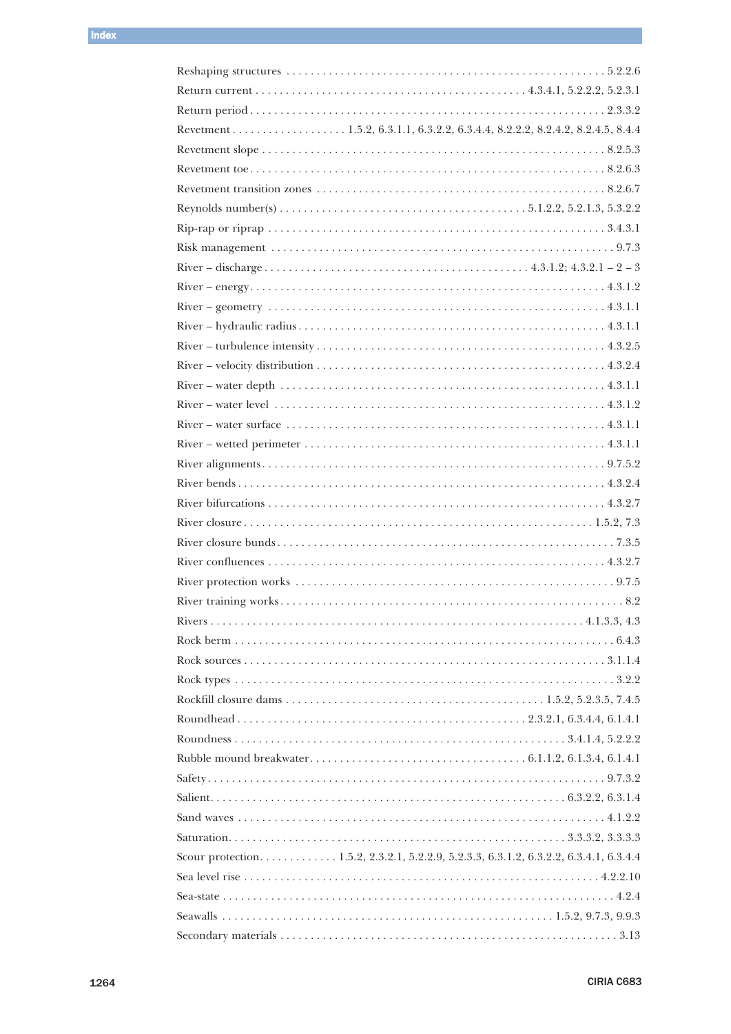Reshaping structures . . . . . 5.2.2.6

Return current . . . . . 4.3.4.1, 5.2.2.2, 5.2.3.1

Return period . . . . . 2.3.3.2

Revetment . . . . . 1.5.2, 6.3.1.1, 6.3.2.2, 6.3.4.4, 8.2.2.2, 8.2.4.2, 8.2.4.5, 8.4.4

Revetment slope . . . . . 8.2.5.3

Revetment toe . . . . . 8.2.6.3

Revetment transition zones . . . . . 8.2.6.7

Reynolds number(s) . . . . . 5.1.2.2, 5.2.1.3, 5.3.2.2

Rip-rap or riprap . . . . . 3.4.3.1

Risk management . . . . . 9.7.3

River – discharge . . . . . 4.3.1.2; 4.3.2.1 – 2 – 3

River – energy . . . . . 4.3.1.2

River – geometry . . . . . 4.3.1.1

River – hydraulic radius . . . . . 4.3.1.1

River – turbulence intensity . . . . . 4.3.2.5

River – velocity distribution . . . . . 4.3.2.4

River – water depth . . . . . 4.3.1.1

River – water level . . . . . 4.3.1.2

River – water surface . . . . . 4.3.1.1

River – wetted perimeter . . . . . 4.3.1.1

River alignments . . . . . 9.7.5.2

River bends . . . . . 4.3.2.4

River bifurcations . . . . . 4.3.2.7

River closure . . . . . 1.5.2, 7.3

River closure bunds . . . . . 7.3.5

River confluences . . . . . 4.3.2.7

River protection works . . . . . 9.7.5

River training works . . . . . 8.2

Rivers . . . . . 4.1.3.3, 4.3

Rock berm . . . . . 6.4.3

Rock sources . . . . . 3.1.1.4

Rock types . . . . . 3.2.2

Rockfill closure dams . . . . . 1.5.2, 5.2.3.5, 7.4.5

Roundhead . . . . . 2.3.2.1, 6.3.4.4, 6.1.4.1

Roundness . . . . . 3.4.1.4, 5.2.2.2

Rubble mound breakwater. . . . . 6.1.1.2, 6.1.3.4, 6.1.4.1

Safety . . . . . 9.7.3.2

Salient. . . . . 6.3.2.2, 6.3.1.4

Sand waves . . . . . 4.1.2.2

Saturation. . . . . 3.3.3.2, 3.3.3.3

Scour protection. . . . . 1.5.2, 2.3.2.1, 5.2.2.9, 5.2.3.3, 6.3.1.2, 6.3.2.2, 6.3.4.1, 6.3.4.4

Sea level rise . . . . . 4.2.2.10

Sea-state . . . . . 4.2.4

Seawalls . . . . . 1.5.2, 9.7.3, 9.9.3

Secondary materials . . . . . 3.13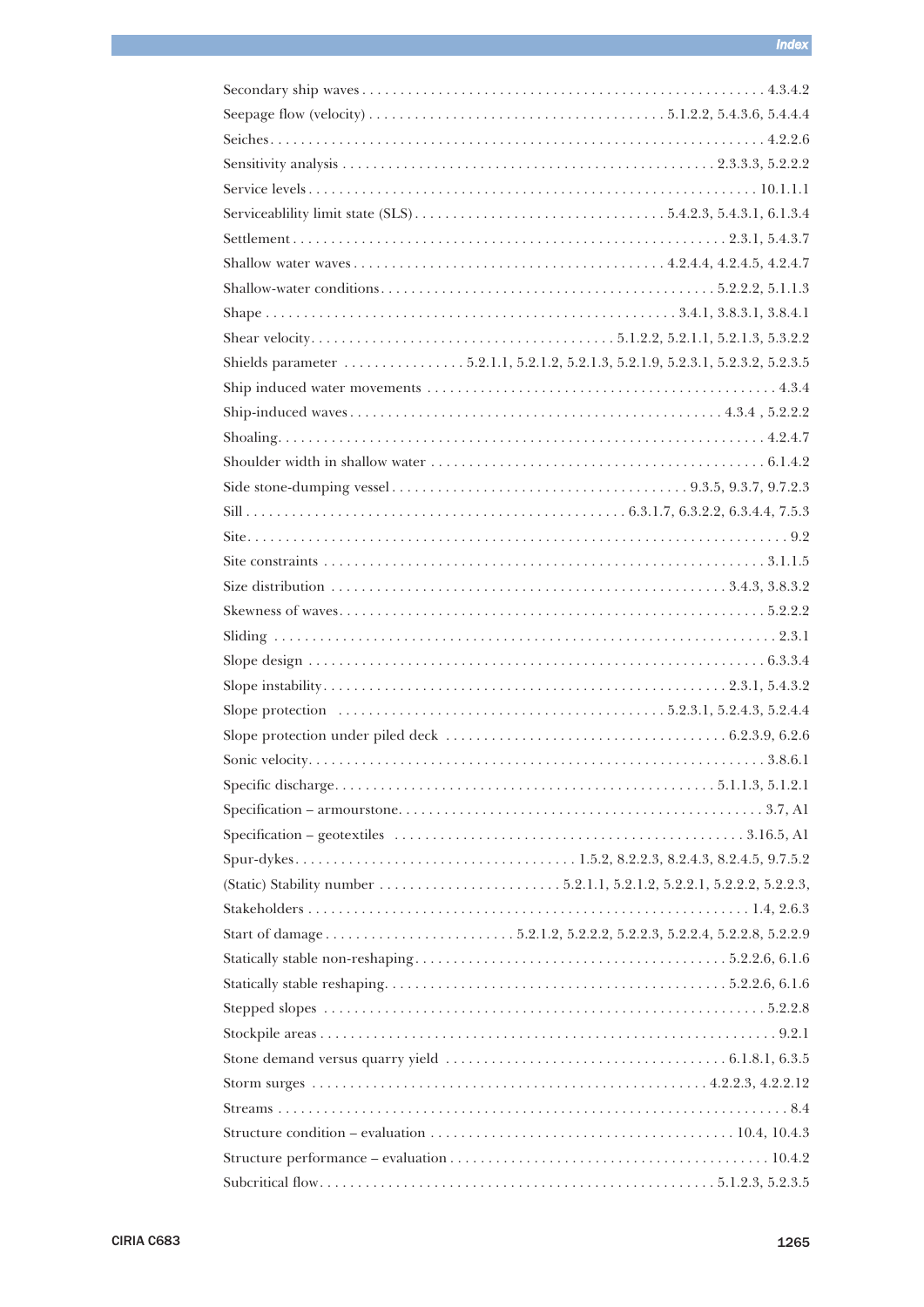Secondary ship waves . . . . . . . . . . . . . . . . . . . . . . . . . . . . . . . . . . . . . . . . . . . . . . . . . . . . 4.3.4.2

Seepage flow (velocity) . . . . . . . . . . . . . . . . . . . . . . . . . . . . . . . . . . . . . . 5.1.2.2, 5.4.3.6, 5.4.4.4

Seiches. . . . . . . . . . . . . . . . . . . . . . . . . . . . . . . . . . . . . . . . . . . . . . . . . . . . . . . . . . . . . . . 4.2.2.6

Sensitivity analysis . . . . . . . . . . . . . . . . . . . . . . . . . . . . . . . . . . . . . . . . . . . . . . . . 2.3.3.3, 5.2.2.2

Service levels . . . . . . . . . . . . . . . . . . . . . . . . . . . . . . . . . . . . . . . . . . . . . . . . . . . . . . . . . 10.1.1.1

Serviceablility limit state (SLS) . . . . . . . . . . . . . . . . . . . . . . . . . . . . . . . . 5.4.2.3, 5.4.3.1, 6.1.3.4

Settlement . . . . . . . . . . . . . . . . . . . . . . . . . . . . . . . . . . . . . . . . . . . . . . . . . . . . . . . 2.3.1, 5.4.3.7

Shallow water waves . . . . . . . . . . . . . . . . . . . . . . . . . . . . . . . . . . . . . . . . 4.2.4.4, 4.2.4.5, 4.2.4.7

Shallow-water conditions. . . . . . . . . . . . . . . . . . . . . . . . . . . . . . . . . . . . . . . . . . . 5.2.2.2, 5.1.1.3

Shape . . . . . . . . . . . . . . . . . . . . . . . . . . . . . . . . . . . . . . . . . . . . . . . . . . . . 3.4.1, 3.8.3.1, 3.8.4.1

Shear velocity. . . . . . . . . . . . . . . . . . . . . . . . . . . . . . . . . . . . . . . 5.1.2.2, 5.2.1.1, 5.2.1.3, 5.3.2.2

Shields parameter . . . . . . . . . . . . . . . . 5.2.1.1, 5.2.1.2, 5.2.1.3, 5.2.1.9, 5.2.3.1, 5.2.3.2, 5.2.3.5

Ship induced water movements . . . . . . . . . . . . . . . . . . . . . . . . . . . . . . . . . . . . . . . . . . . . . 4.3.4

Ship-induced waves . . . . . . . . . . . . . . . . . . . . . . . . . . . . . . . . . . . . . . . . . . . . . . . 4.3.4 , 5.2.2.2

Shoaling. . . . . . . . . . . . . . . . . . . . . . . . . . . . . . . . . . . . . . . . . . . . . . . . . . . . . . . . . . . . . . 4.2.4.7

Shoulder width in shallow water . . . . . . . . . . . . . . . . . . . . . . . . . . . . . . . . . . . . . . . . . . . 6.1.4.2

Side stone-dumping vessel . . . . . . . . . . . . . . . . . . . . . . . . . . . . . . . . . . . . . . 9.3.5, 9.3.7, 9.7.2.3

Sill . . . . . . . . . . . . . . . . . . . . . . . . . . . . . . . . . . . . . . . . . . . . . . . . 6.3.1.7, 6.3.2.2, 6.3.4.4, 7.5.3

Site. . . . . . . . . . . . . . . . . . . . . . . . . . . . . . . . . . . . . . . . . . . . . . . . . . . . . . . . . . . . . . . . . . . 9.2

Site constraints . . . . . . . . . . . . . . . . . . . . . . . . . . . . . . . . . . . . . . . . . . . . . . . . . . . . . . . . 3.1.1.5

Size distribution . . . . . . . . . . . . . . . . . . . . . . . . . . . . . . . . . . . . . . . . . . . . . . . . . . 3.4.3, 3.8.3.2

Skewness of waves. . . . . . . . . . . . . . . . . . . . . . . . . . . . . . . . . . . . . . . . . . . . . . . . . . . . . . 5.2.2.2

Sliding . . . . . . . . . . . . . . . . . . . . . . . . . . . . . . . . . . . . . . . . . . . . . . . . . . . . . . . . . . . . . . . . 2.3.1

Slope design . . . . . . . . . . . . . . . . . . . . . . . . . . . . . . . . . . . . . . . . . . . . . . . . . . . . . . . . . . 6.3.3.4

Slope instability. . . . . . . . . . . . . . . . . . . . . . . . . . . . . . . . . . . . . . . . . . . . . . . . . . . . . 2.3.1, 5.4.3.2

Slope protection . . . . . . . . . . . . . . . . . . . . . . . . . . . . . . . . . . . . . . . . . 5.2.3.1, 5.2.4.3, 5.2.4.4

Slope protection under piled deck . . . . . . . . . . . . . . . . . . . . . . . . . . . . . . . . . . . . . 6.2.3.9, 6.2.6

Sonic velocity. . . . . . . . . . . . . . . . . . . . . . . . . . . . . . . . . . . . . . . . . . . . . . . . . . . . . . . . . . 3.8.6.1

Specific discharge. . . . . . . . . . . . . . . . . . . . . . . . . . . . . . . . . . . . . . . . . . . . . . . . . 5.1.1.3, 5.1.2.1

Specification – armourstone. . . . . . . . . . . . . . . . . . . . . . . . . . . . . . . . . . . . . . . . . . . . . . . 3.7, A1

Specification – geotextiles . . . . . . . . . . . . . . . . . . . . . . . . . . . . . . . . . . . . . . . . . . . . . 3.16.5, A1

Spur-dykes. . . . . . . . . . . . . . . . . . . . . . . . . . . . . . . . . . . . 1.5.2, 8.2.2.3, 8.2.4.3, 8.2.4.5, 9.7.5.2

(Static) Stability number . . . . . . . . . . . . . . . . . . . . . . . . 5.2.1.1, 5.2.1.2, 5.2.2.1, 5.2.2.2, 5.2.2.3,

Stakeholders . . . . . . . . . . . . . . . . . . . . . . . . . . . . . . . . . . . . . . . . . . . . . . . . . . . . . . . . . 1.4, 2.6.3

Start of damage . . . . . . . . . . . . . . . . . . . . . . . . . 5.2.1.2, 5.2.2.2, 5.2.2.3, 5.2.2.4, 5.2.2.8, 5.2.2.9

Statically stable non-reshaping. . . . . . . . . . . . . . . . . . . . . . . . . . . . . . . . . . . . . . . . 5.2.2.6, 6.1.6

Statically stable reshaping. . . . . . . . . . . . . . . . . . . . . . . . . . . . . . . . . . . . . . . . . . . . 5.2.2.6, 6.1.6

Stepped slopes . . . . . . . . . . . . . . . . . . . . . . . . . . . . . . . . . . . . . . . . . . . . . . . . . . . . . . . . . 5.2.2.8

Stockpile areas . . . . . . . . . . . . . . . . . . . . . . . . . . . . . . . . . . . . . . . . . . . . . . . . . . . . . . . . . . 9.2.1

Stone demand versus quarry yield . . . . . . . . . . . . . . . . . . . . . . . . . . . . . . . . . . . . . 6.1.8.1, 6.3.5

Storm surges . . . . . . . . . . . . . . . . . . . . . . . . . . . . . . . . . . . . . . . . . . . . . . . . . 4.2.2.3, 4.2.2.12

Streams . . . . . . . . . . . . . . . . . . . . . . . . . . . . . . . . . . . . . . . . . . . . . . . . . . . . . . . . . . . . . . . . . 8.4

Structure condition – evaluation . . . . . . . . . . . . . . . . . . . . . . . . . . . . . . . . . . . . . . . 10.4, 10.4.3

Structure performance – evaluation . . . . . . . . . . . . . . . . . . . . . . . . . . . . . . . . . . . . . . . . . 10.4.2

Subcritical flow. . . . . . . . . . . . . . . . . . . . . . . . . . . . . . . . . . . . . . . . . . . . . . . . . . 5.1.2.3, 5.2.3.5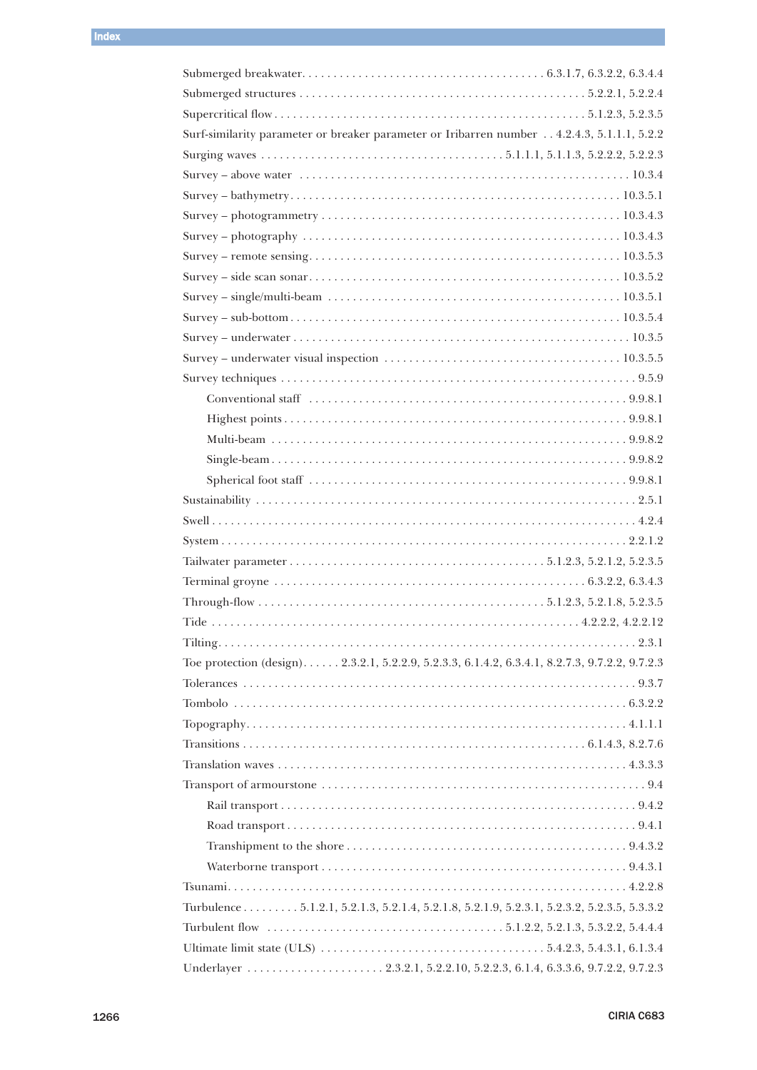Submerged breakwater. . . . . . . . . . . . . . . . . . . . . . . . . . . . . . . . . . . . . . 6.3.1.7, 6.3.2.2, 6.3.4.4

Submerged structures . . . . . . . . . . . . . . . . . . . . . . . . . . . . . . . . . . . . . . . . . . . . 5.2.2.1, 5.2.2.4

Supercritical flow . . . . . . . . . . . . . . . . . . . . . . . . . . . . . . . . . . . . . . . . . . . . . . . . 5.1.2.3, 5.2.3.5

Surf-similarity parameter or breaker parameter or Iribarren number . . 4.2.4.3, 5.1.1.1, 5.2.2

Surging waves . . . . . . . . . . . . . . . . . . . . . . . . . . . . . . . . . . . . . 5.1.1.1, 5.1.1.3, 5.2.2.2, 5.2.2.3

Survey – above water . . . . . . . . . . . . . . . . . . . . . . . . . . . . . . . . . . . . . . . . . . . . . . . . . . . . . . 10.3.4

Survey – bathymetry . . . . . . . . . . . . . . . . . . . . . . . . . . . . . . . . . . . . . . . . . . . . . . . . . . . . 10.3.5.1

Survey – photogrammetry . . . . . . . . . . . . . . . . . . . . . . . . . . . . . . . . . . . . . . . . . . . . . . . . 10.3.4.3

Survey – photography . . . . . . . . . . . . . . . . . . . . . . . . . . . . . . . . . . . . . . . . . . . . . . . . . . . 10.3.4.3

Survey – remote sensing . . . . . . . . . . . . . . . . . . . . . . . . . . . . . . . . . . . . . . . . . . . . . . . . . . 10.3.5.3

Survey – side scan sonar . . . . . . . . . . . . . . . . . . . . . . . . . . . . . . . . . . . . . . . . . . . . . . . . . . 10.3.5.2

Survey – single/multi-beam . . . . . . . . . . . . . . . . . . . . . . . . . . . . . . . . . . . . . . . . . . . . . . . . 10.3.5.1

Survey – sub-bottom . . . . . . . . . . . . . . . . . . . . . . . . . . . . . . . . . . . . . . . . . . . . . . . . . . . . . 10.3.5.4

Survey – underwater . . . . . . . . . . . . . . . . . . . . . . . . . . . . . . . . . . . . . . . . . . . . . . . . . . . . . . . 10.3.5

Survey – underwater visual inspection . . . . . . . . . . . . . . . . . . . . . . . . . . . . . . . . . . . . . . . 10.3.5.5

Survey techniques . . . . . . . . . . . . . . . . . . . . . . . . . . . . . . . . . . . . . . . . . . . . . . . . . . . . . . . . . . 9.5.9

    Conventional staff . . . . . . . . . . . . . . . . . . . . . . . . . . . . . . . . . . . . . . . . . . . . . . . . . . . 9.9.8.1

    Highest points . . . . . . . . . . . . . . . . . . . . . . . . . . . . . . . . . . . . . . . . . . . . . . . . . . . . . . . 9.9.8.1

    Multi-beam . . . . . . . . . . . . . . . . . . . . . . . . . . . . . . . . . . . . . . . . . . . . . . . . . . . . . . . . . 9.9.8.2

    Single-beam . . . . . . . . . . . . . . . . . . . . . . . . . . . . . . . . . . . . . . . . . . . . . . . . . . . . . . . . . 9.9.8.2

    Spherical foot staff . . . . . . . . . . . . . . . . . . . . . . . . . . . . . . . . . . . . . . . . . . . . . . . . . . . 9.9.8.1

Sustainability . . . . . . . . . . . . . . . . . . . . . . . . . . . . . . . . . . . . . . . . . . . . . . . . . . . . . . . . . . . . . . 2.5.1

Swell . . . . . . . . . . . . . . . . . . . . . . . . . . . . . . . . . . . . . . . . . . . . . . . . . . . . . . . . . . . . . . . . . . . . 4.2.4

System . . . . . . . . . . . . . . . . . . . . . . . . . . . . . . . . . . . . . . . . . . . . . . . . . . . . . . . . . . . . . . . . . 2.2.1.2

Tailwater parameter . . . . . . . . . . . . . . . . . . . . . . . . . . . . . . . . . . . . . . . 5.1.2.3, 5.2.1.2, 5.2.3.5

Terminal groyne . . . . . . . . . . . . . . . . . . . . . . . . . . . . . . . . . . . . . . . . . . . . . . . . . . . 6.3.2.2, 6.3.4.3

Through-flow . . . . . . . . . . . . . . . . . . . . . . . . . . . . . . . . . . . . . . . . . . . . . 5.1.2.3, 5.2.1.8, 5.2.3.5

Tide . . . . . . . . . . . . . . . . . . . . . . . . . . . . . . . . . . . . . . . . . . . . . . . . . . . . . . . . . . . 4.2.2.2, 4.2.2.12

Tilting . . . . . . . . . . . . . . . . . . . . . . . . . . . . . . . . . . . . . . . . . . . . . . . . . . . . . . . . . . . . . . . . . . . 2.3.1

Toe protection (design) . . . . . . 2.3.2.1, 5.2.2.9, 5.2.3.3, 6.1.4.2, 6.3.4.1, 8.2.7.3, 9.7.2.2, 9.7.2.3

Tolerances . . . . . . . . . . . . . . . . . . . . . . . . . . . . . . . . . . . . . . . . . . . . . . . . . . . . . . . . . . . . . . . . 9.3.7

Tombolo . . . . . . . . . . . . . . . . . . . . . . . . . . . . . . . . . . . . . . . . . . . . . . . . . . . . . . . . . . . . . . . . 6.3.2.2

Topography . . . . . . . . . . . . . . . . . . . . . . . . . . . . . . . . . . . . . . . . . . . . . . . . . . . . . . . . . . . . . . 4.1.1.1

Transitions . . . . . . . . . . . . . . . . . . . . . . . . . . . . . . . . . . . . . . . . . . . . . . . . . . . . . . . 6.1.4.3, 8.2.7.6

Translation waves . . . . . . . . . . . . . . . . . . . . . . . . . . . . . . . . . . . . . . . . . . . . . . . . . . . . . . . . 4.3.3.3

Transport of armourstone . . . . . . . . . . . . . . . . . . . . . . . . . . . . . . . . . . . . . . . . . . . . . . . . . . . . . 9.4

    Rail transport . . . . . . . . . . . . . . . . . . . . . . . . . . . . . . . . . . . . . . . . . . . . . . . . . . . . . . . . . . 9.4.2

    Road transport . . . . . . . . . . . . . . . . . . . . . . . . . . . . . . . . . . . . . . . . . . . . . . . . . . . . . . . . . 9.4.1

    Transhipment to the shore . . . . . . . . . . . . . . . . . . . . . . . . . . . . . . . . . . . . . . . . . . . . . . 9.4.3.2

    Waterborne transport . . . . . . . . . . . . . . . . . . . . . . . . . . . . . . . . . . . . . . . . . . . . . . . . . . 9.4.3.1

Tsunami . . . . . . . . . . . . . . . . . . . . . . . . . . . . . . . . . . . . . . . . . . . . . . . . . . . . . . . . . . . . . . . . . 4.2.2.8

Turbulence . . . . . . . . . 5.1.2.1, 5.2.1.3, 5.2.1.4, 5.2.1.8, 5.2.1.9, 5.2.3.1, 5.2.3.2, 5.2.3.5, 5.3.3.2

Turbulent flow . . . . . . . . . . . . . . . . . . . . . . . . . . . . . . . . . . . . . 5.1.2.2, 5.2.1.3, 5.3.2.2, 5.4.4.4

Ultimate limit state (ULS) . . . . . . . . . . . . . . . . . . . . . . . . . . . . . . . . . . . 5.4.2.3, 5.4.3.1, 6.1.3.4

Underlayer . . . . . . . . . . . . . . . . . . . . . . 2.3.2.1, 5.2.2.10, 5.2.2.3, 6.1.4, 6.3.3.6, 9.7.2.2, 9.7.2.3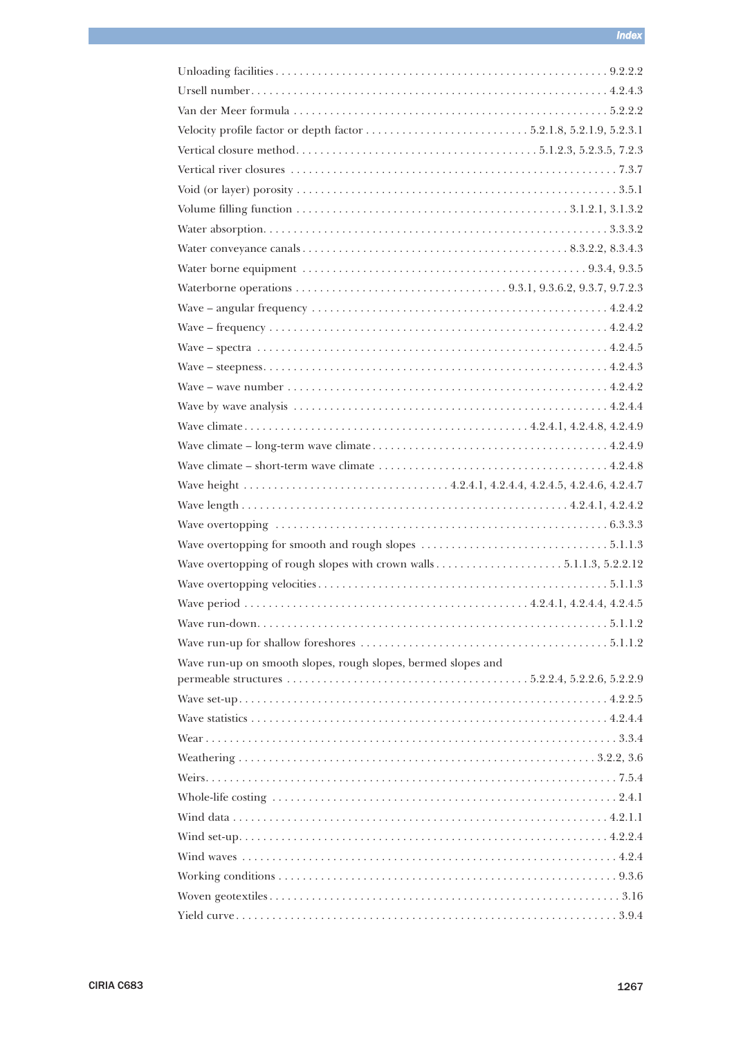Unloading facilities . . . . . . . . . . . . . . . . . . . . . . . . . . . . . . . . . . . . . . . . . . . . . . . . . . . . . 9.2.2.2
Ursell number . . . . . . . . . . . . . . . . . . . . . . . . . . . . . . . . . . . . . . . . . . . . . . . . . . . . . . . . . 4.2.4.3
Van der Meer formula . . . . . . . . . . . . . . . . . . . . . . . . . . . . . . . . . . . . . . . . . . . . . . . . . . . 5.2.2.2
Velocity profile factor or depth factor . . . . . . . . . . . . . . . . . . . . . . . . . . 5.2.1.8, 5.2.1.9, 5.2.3.1
Vertical closure method . . . . . . . . . . . . . . . . . . . . . . . . . . . . . . . . . . . . . . 5.1.2.3, 5.2.3.5, 7.2.3
Vertical river closures . . . . . . . . . . . . . . . . . . . . . . . . . . . . . . . . . . . . . . . . . . . . . . . . . . . . . 7.3.7
Void (or layer) porosity . . . . . . . . . . . . . . . . . . . . . . . . . . . . . . . . . . . . . . . . . . . . . . . . . . . . 3.5.1
Volume filling function . . . . . . . . . . . . . . . . . . . . . . . . . . . . . . . . . . . . . . . . . . . 3.1.2.1, 3.1.3.2
Water absorption . . . . . . . . . . . . . . . . . . . . . . . . . . . . . . . . . . . . . . . . . . . . . . . . . . . . . . . . 3.3.3.2
Water conveyance canals . . . . . . . . . . . . . . . . . . . . . . . . . . . . . . . . . . . . . . . . . . 8.3.2.2, 8.3.4.3
Water borne equipment . . . . . . . . . . . . . . . . . . . . . . . . . . . . . . . . . . . . . . . . . . . . . . . 9.3.4, 9.3.5
Waterborne operations . . . . . . . . . . . . . . . . . . . . . . . . . . . . . . . . . . 9.3.1, 9.3.6.2, 9.3.7, 9.7.2.3
Wave – angular frequency . . . . . . . . . . . . . . . . . . . . . . . . . . . . . . . . . . . . . . . . . . . . . . . . 4.2.4.2
Wave – frequency . . . . . . . . . . . . . . . . . . . . . . . . . . . . . . . . . . . . . . . . . . . . . . . . . . . . . . . 4.2.4.2
Wave – spectra . . . . . . . . . . . . . . . . . . . . . . . . . . . . . . . . . . . . . . . . . . . . . . . . . . . . . . . . . 4.2.4.5
Wave – steepness . . . . . . . . . . . . . . . . . . . . . . . . . . . . . . . . . . . . . . . . . . . . . . . . . . . . . . . . 4.2.4.3
Wave – wave number . . . . . . . . . . . . . . . . . . . . . . . . . . . . . . . . . . . . . . . . . . . . . . . . . . . . . 4.2.4.2
Wave by wave analysis . . . . . . . . . . . . . . . . . . . . . . . . . . . . . . . . . . . . . . . . . . . . . . . . . . . 4.2.4.4
Wave climate . . . . . . . . . . . . . . . . . . . . . . . . . . . . . . . . . . . . . . . . . . . . . . 4.2.4.1, 4.2.4.8, 4.2.4.9
Wave climate – long-term wave climate . . . . . . . . . . . . . . . . . . . . . . . . . . . . . . . . . . . . . . 4.2.4.9
Wave climate – short-term wave climate . . . . . . . . . . . . . . . . . . . . . . . . . . . . . . . . . . . . . 4.2.4.8
Wave height . . . . . . . . . . . . . . . . . . . . . . . . . . . . . . . . . 4.2.4.1, 4.2.4.4, 4.2.4.5, 4.2.4.6, 4.2.4.7
Wave length . . . . . . . . . . . . . . . . . . . . . . . . . . . . . . . . . . . . . . . . . . . . . . . . . . . . . 4.2.4.1, 4.2.4.2
Wave overtopping . . . . . . . . . . . . . . . . . . . . . . . . . . . . . . . . . . . . . . . . . . . . . . . . . . . . . . . 6.3.3.3
Wave overtopping for smooth and rough slopes . . . . . . . . . . . . . . . . . . . . . . . . . . . . . . . 5.1.1.3
Wave overtopping of rough slopes with crown walls . . . . . . . . . . . . . . . . . . . . . 5.1.1.3, 5.2.2.12
Wave overtopping velocities . . . . . . . . . . . . . . . . . . . . . . . . . . . . . . . . . . . . . . . . . . . . . . . 5.1.1.3
Wave period . . . . . . . . . . . . . . . . . . . . . . . . . . . . . . . . . . . . . . . . . . . . . 4.2.4.1, 4.2.4.4, 4.2.4.5
Wave run-down . . . . . . . . . . . . . . . . . . . . . . . . . . . . . . . . . . . . . . . . . . . . . . . . . . . . . . . . . 5.1.1.2
Wave run-up for shallow foreshores . . . . . . . . . . . . . . . . . . . . . . . . . . . . . . . . . . . . . . . . . 5.1.1.2
Wave run-up on smooth slopes, rough slopes, bermed slopes and permeable structures . . . . . . . . . . . . . . . . . . . . . . . . . . . . . . . . . . . . . . . 5.2.2.4, 5.2.2.6, 5.2.2.9
Wave set-up . . . . . . . . . . . . . . . . . . . . . . . . . . . . . . . . . . . . . . . . . . . . . . . . . . . . . . . . . . . . 4.2.2.5
Wave statistics . . . . . . . . . . . . . . . . . . . . . . . . . . . . . . . . . . . . . . . . . . . . . . . . . . . . . . . . . . 4.2.4.4
Wear . . . . . . . . . . . . . . . . . . . . . . . . . . . . . . . . . . . . . . . . . . . . . . . . . . . . . . . . . . . . . . . . . . . 3.3.4
Weathering . . . . . . . . . . . . . . . . . . . . . . . . . . . . . . . . . . . . . . . . . . . . . . . . . . . . . . . . . . 3.2.2, 3.6
Weirs . . . . . . . . . . . . . . . . . . . . . . . . . . . . . . . . . . . . . . . . . . . . . . . . . . . . . . . . . . . . . . . . . . . 7.5.4
Whole-life costing . . . . . . . . . . . . . . . . . . . . . . . . . . . . . . . . . . . . . . . . . . . . . . . . . . . . . . . . . 2.4.1
Wind data . . . . . . . . . . . . . . . . . . . . . . . . . . . . . . . . . . . . . . . . . . . . . . . . . . . . . . . . . . . . . 4.2.1.1
Wind set-up . . . . . . . . . . . . . . . . . . . . . . . . . . . . . . . . . . . . . . . . . . . . . . . . . . . . . . . . . . . . 4.2.2.4
Wind waves . . . . . . . . . . . . . . . . . . . . . . . . . . . . . . . . . . . . . . . . . . . . . . . . . . . . . . . . . . . . . . 4.2.4
Working conditions . . . . . . . . . . . . . . . . . . . . . . . . . . . . . . . . . . . . . . . . . . . . . . . . . . . . . . . 9.3.6
Woven geotextiles . . . . . . . . . . . . . . . . . . . . . . . . . . . . . . . . . . . . . . . . . . . . . . . . . . . . . . . . 3.16
Yield curve . . . . . . . . . . . . . . . . . . . . . . . . . . . . . . . . . . . . . . . . . . . . . . . . . . . . . . . . . . . . . . 3.9.4